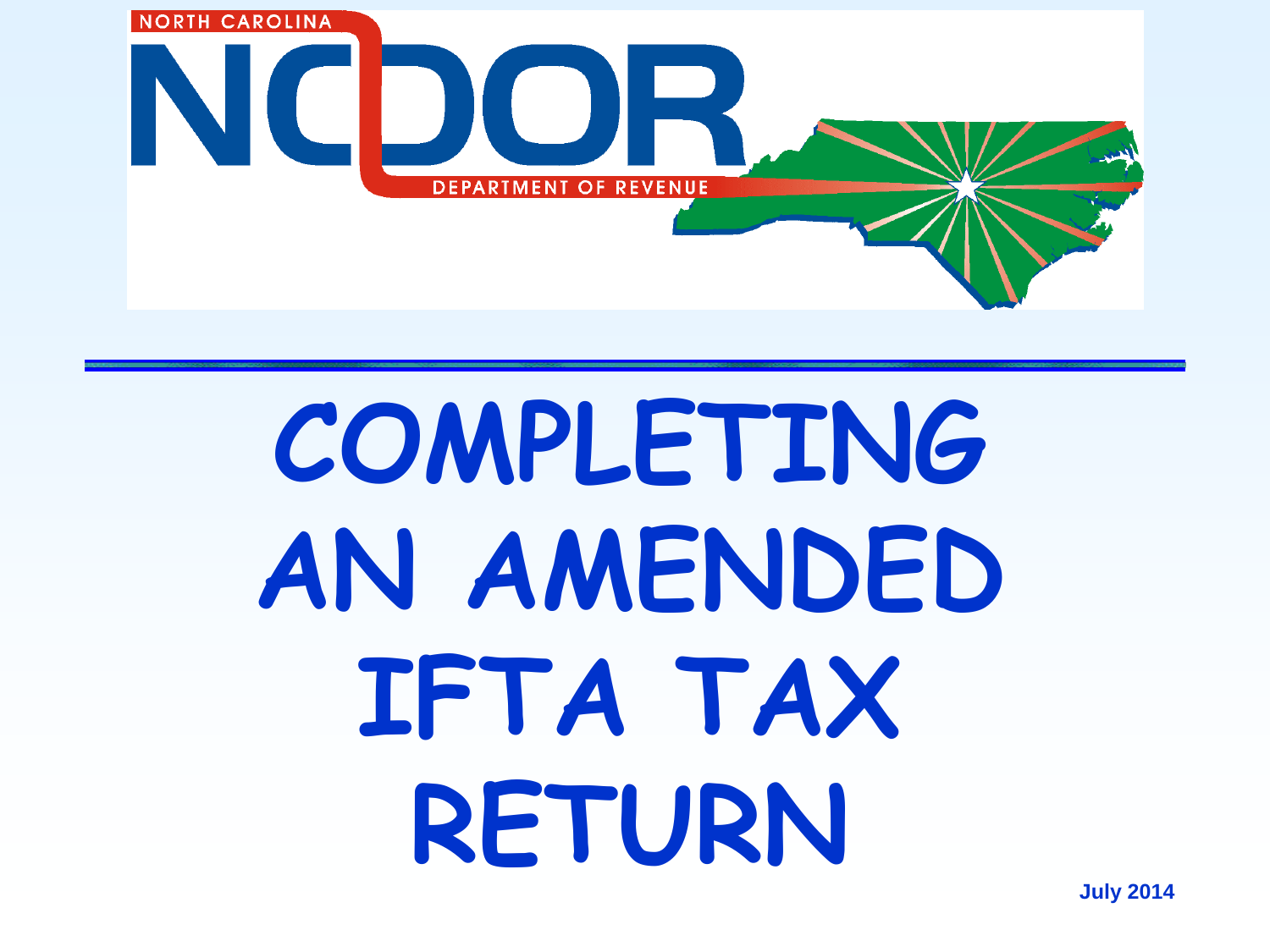NORTH CAROLINA

NCDOR

DEPARTMENT OF REVENUE

# COMPLETING AN AMENDED IFTA TAX RETURN

July 2014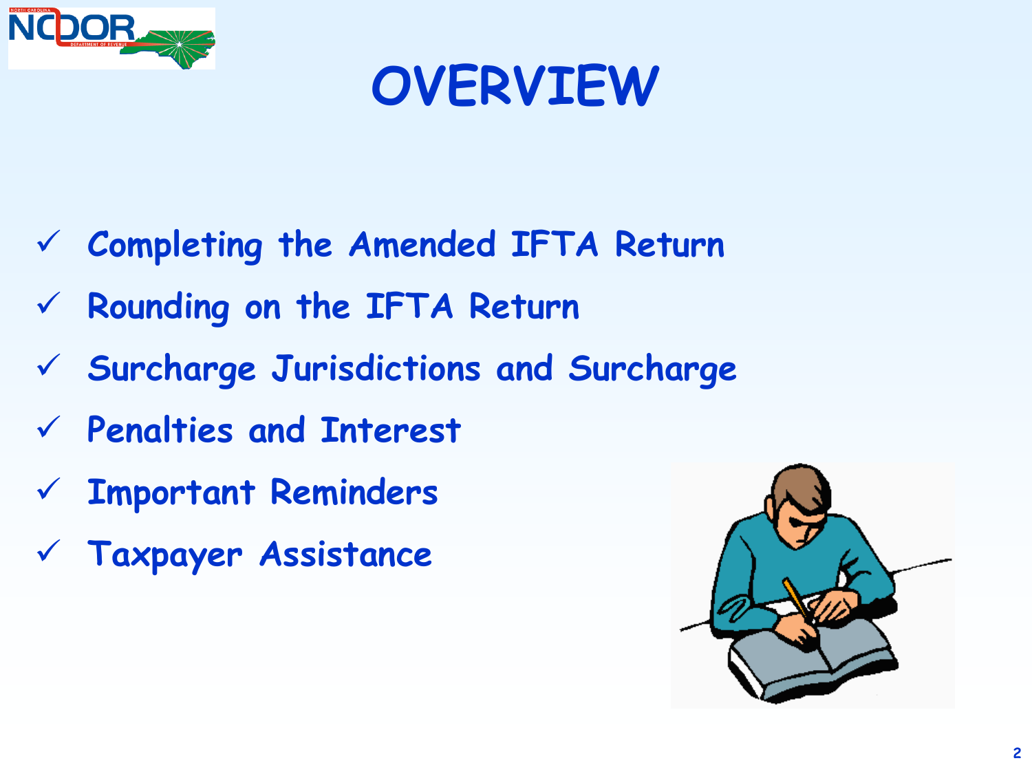# OVERVIEW

- ✓ Completing the Amended IFTA Return
- ✓ Rounding on the IFTA Return
- ✓ Surcharge Jurisdictions and Surcharge
- ✓ Penalties and Interest
- ✓ Important Reminders
- ✓ Taxpayer Assistance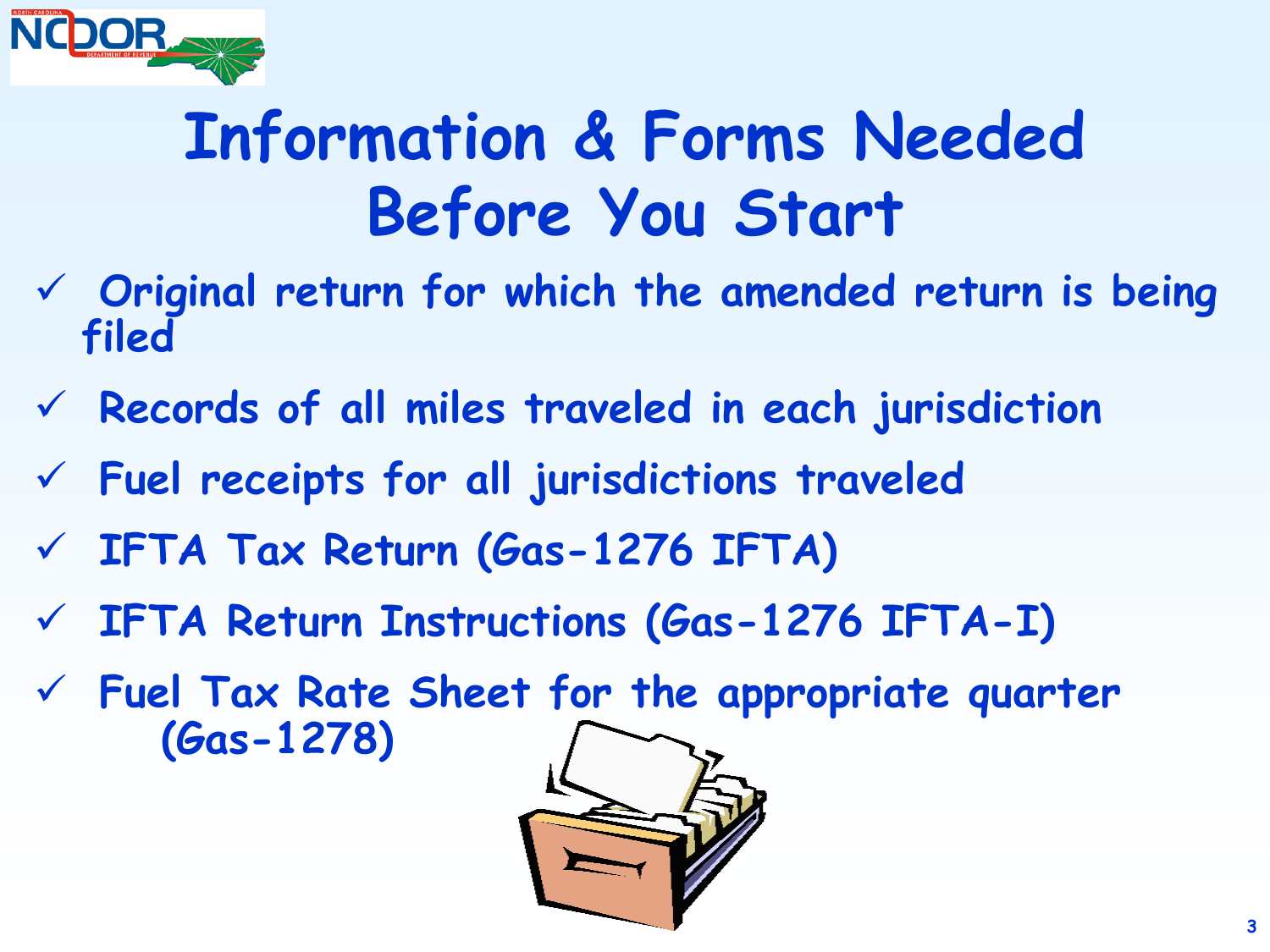# Information & Forms Needed Before You Start

- ✓ Original return for which the amended return is being filed
- ✓ Records of all miles traveled in each jurisdiction
- ✓ Fuel receipts for all jurisdictions traveled
- ✓ IFTA Tax Return (Gas-1276 IFTA)
- ✓ IFTA Return Instructions (Gas-1276 IFTA-I)
- ✓ Fuel Tax Rate Sheet for the appropriate quarter (Gas-1278)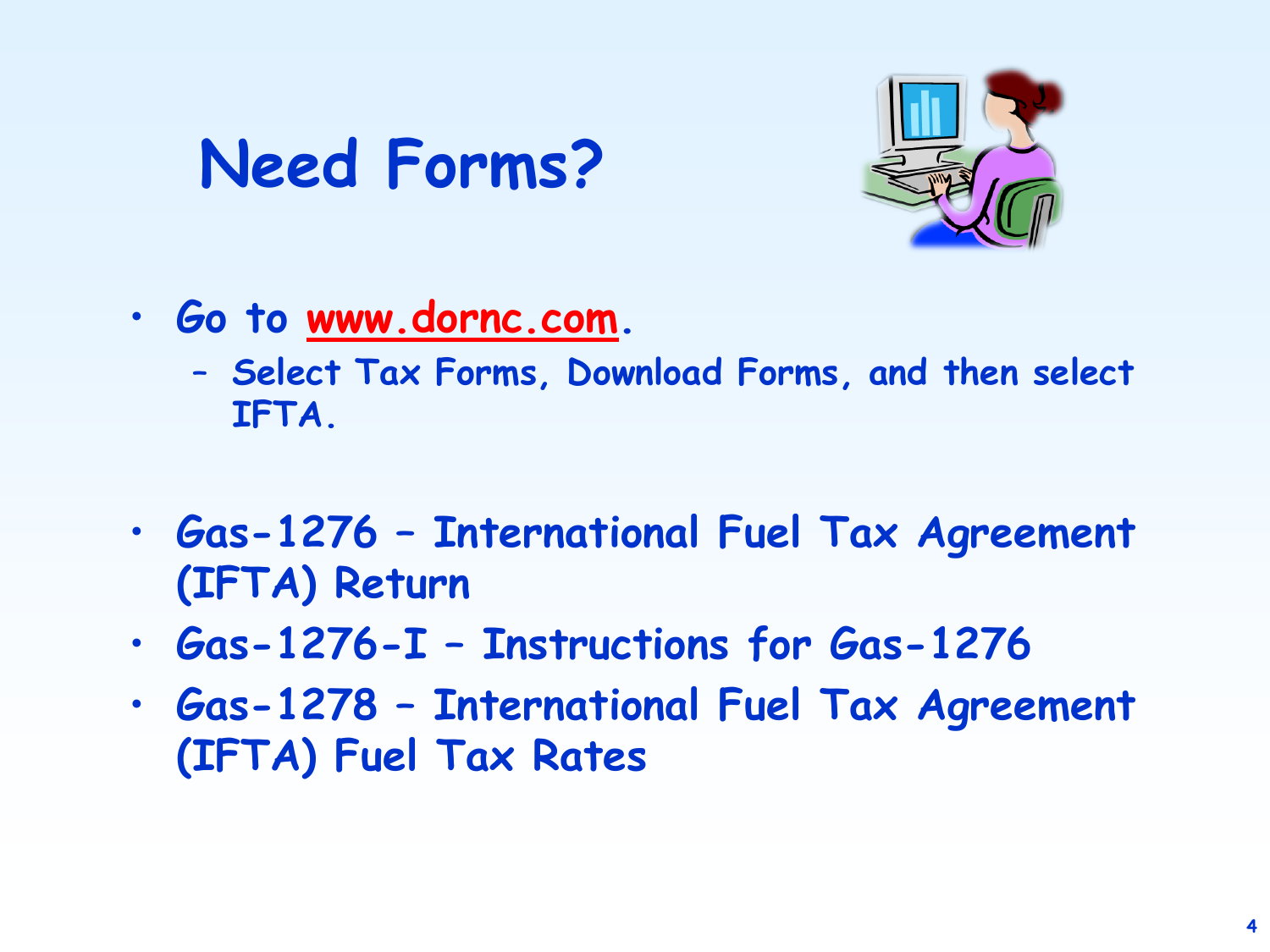# Need Forms?

- Go to www.dornc.com.
  - Select Tax Forms, Download Forms, and then select IFTA.

- Gas-1276 – International Fuel Tax Agreement (IFTA) Return
- Gas-1276-I – Instructions for Gas-1276
- Gas-1278 – International Fuel Tax Agreement (IFTA) Fuel Tax Rates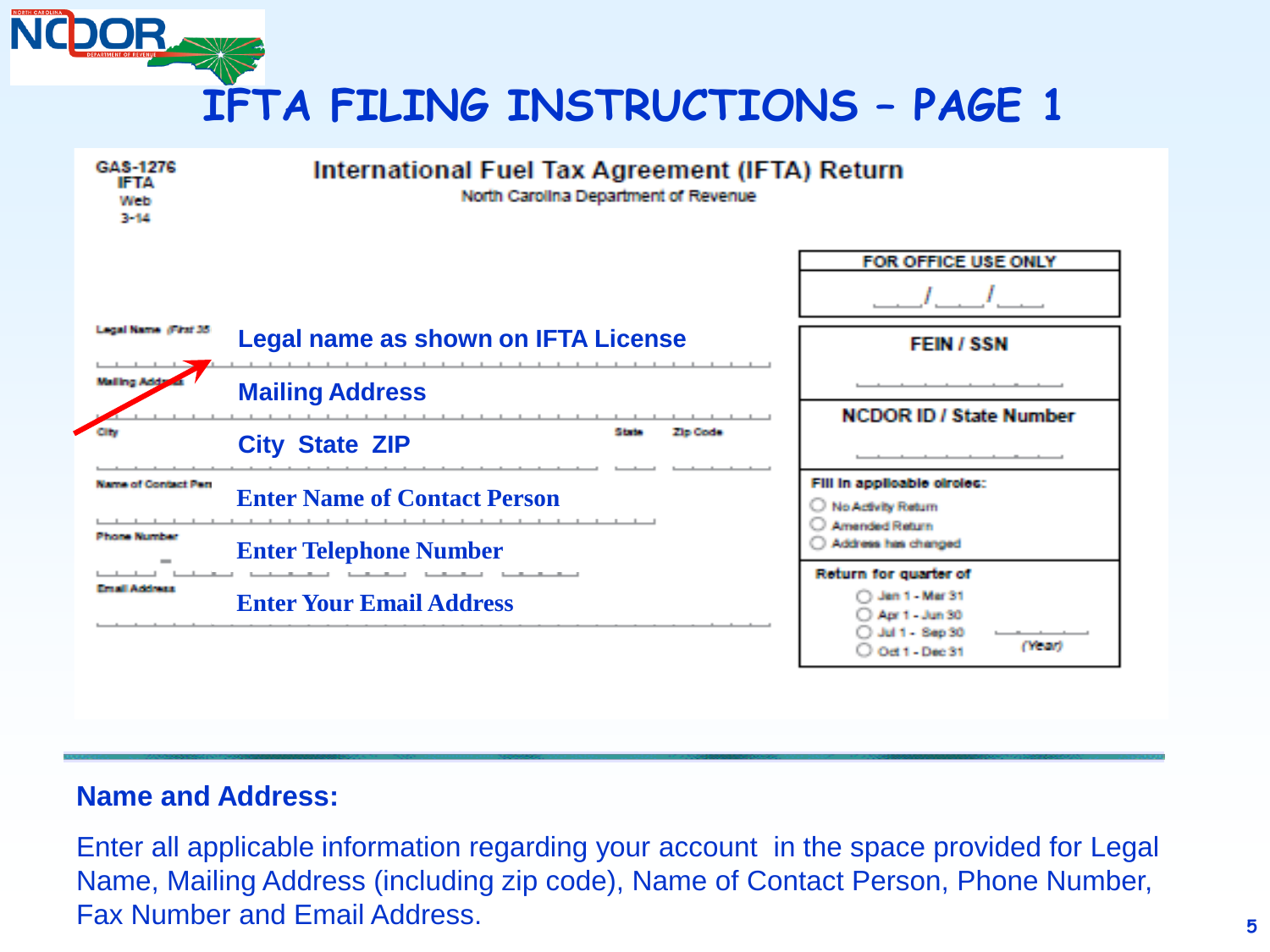# IFTA FILING INSTRUCTIONS – PAGE 1

GAS-1276
IFTA
Web
3-14

**International Fuel Tax Agreement (IFTA) Return**
North Carolina Department of Revenue

| Field | Instruction |
| --- | --- |
| Legal Name (First 35 | Legal name as shown on IFTA License |
| Mailing Address | Mailing Address |
| City / State / Zip Code | City State ZIP |
| Name of Contact Person | Enter Name of Contact Person |
| Phone Number | Enter Telephone Number |
| Email Address | Enter Your Email Address |

**FOR OFFICE USE ONLY**

____/____/____

**FEIN / SSN**

**NCDOR ID / State Number**

**Fill in applicable circles:**

- ○ No Activity Return
- ○ Amended Return
- ○ Address has changed

**Return for quarter of**

- ○ Jan 1 - Mar 31
- ○ Apr 1 - Jun 30
- ○ Jul 1 - Sep 30
- ○ Oct 1 - Dec 31

(Year)

## Name and Address:

Enter all applicable information regarding your account in the space provided for Legal Name, Mailing Address (including zip code), Name of Contact Person, Phone Number, Fax Number and Email Address.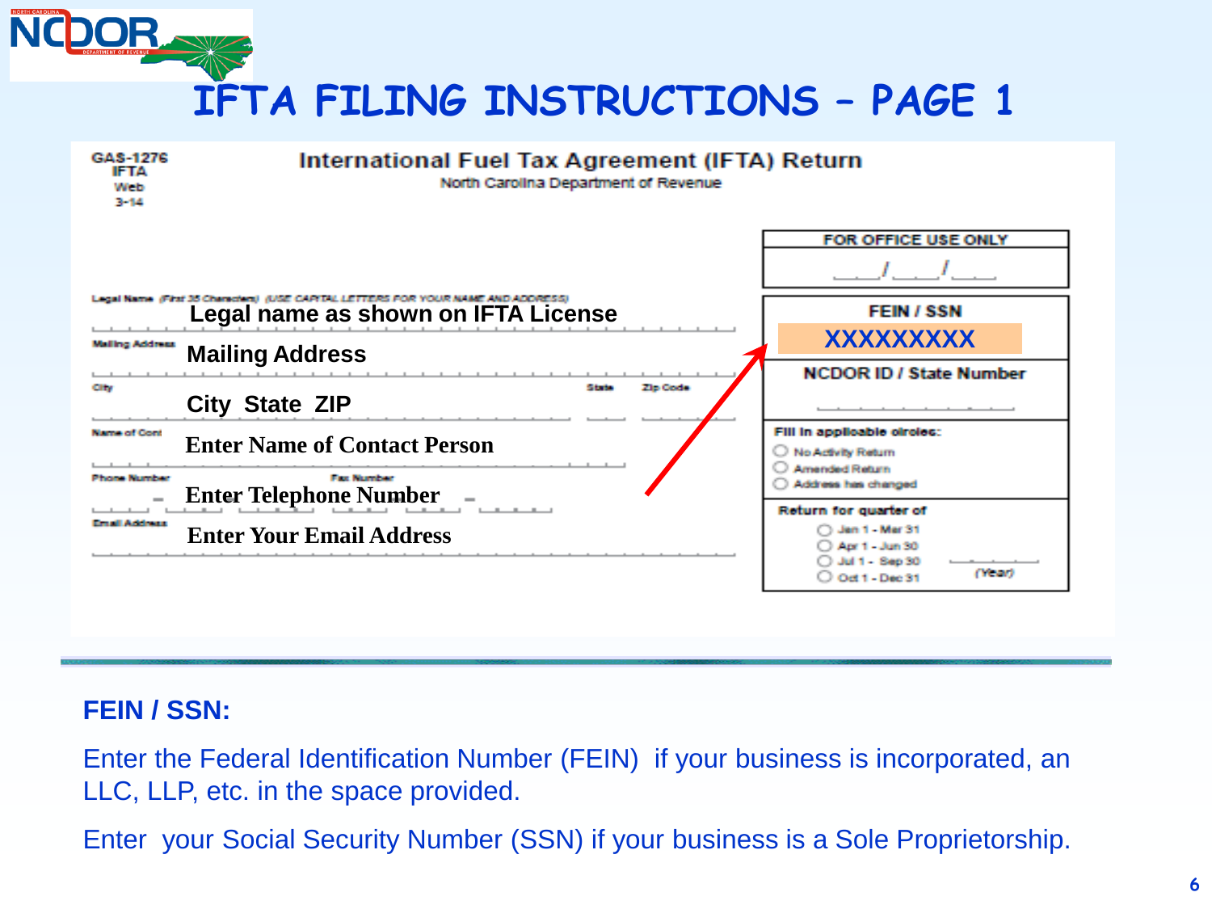# IFTA FILING INSTRUCTIONS – PAGE 1

GAS-1276
IFTA
Web
3-14

**International Fuel Tax Agreement (IFTA) Return**
North Carolina Department of Revenue

FOR OFFICE USE ONLY
___/___/___

Legal Name (First 35 Characters) (USE CAPITAL LETTERS FOR YOUR NAME AND ADDRESS)
**Legal name as shown on IFTA License**

Mailing Address
**Mailing Address**

City | State | Zip Code
**City State ZIP**

Name of Cont
**Enter Name of Contact Person**

Phone Number | Fax Number
**Enter Telephone Number**

Email Address
**Enter Your Email Address**

FEIN / SSN
**XXXXXXXXX**

NCDOR ID / State Number

Fill in applicable circles:
- No Activity Return
- Amended Return
- Address has changed

Return for quarter of
- Jan 1 - Mar 31
- Apr 1 - Jun 30
- Jul 1 - Sep 30
- Oct 1 - Dec 31

(Year)

**FEIN / SSN:**

Enter the Federal Identification Number (FEIN) if your business is incorporated, an LLC, LLP, etc. in the space provided.

Enter your Social Security Number (SSN) if your business is a Sole Proprietorship.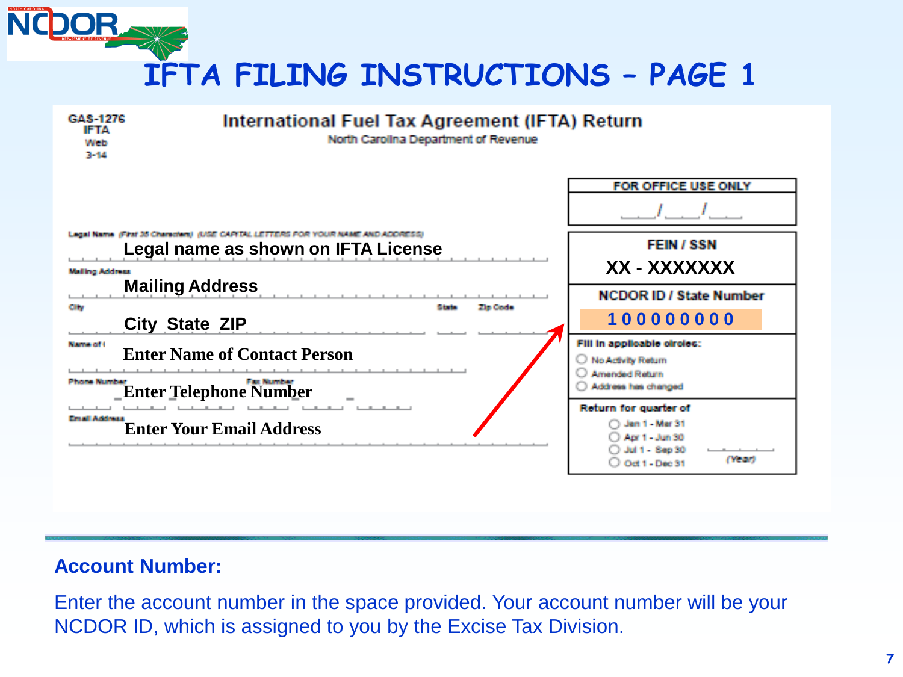# IFTA FILING INSTRUCTIONS – PAGE 1

GAS-1276
IFTA
Web
3-14

**International Fuel Tax Agreement (IFTA) Return**
North Carolina Department of Revenue

| FOR OFFICE USE ONLY |
| --- |
| ___/___/___ |

Legal Name (First 35 Characters) (USE CAPITAL LETTERS FOR YOUR NAME AND ADDRESS)
**Legal name as shown on IFTA License**

Mailing Address
**Mailing Address**

City State Zip Code
**City State ZIP**

Name of Contact Person
**Enter Name of Contact Person**

Phone Number Fax Number
**Enter Telephone Number**

Email Address
**Enter Your Email Address**

| FEIN / SSN |
| --- |
| **XX - XXXXXXX** |
| NCDOR ID / State Number |
| **100000000** |

Fill in applicable circles:
- No Activity Return
- Amended Return
- Address has changed

Return for quarter of
- Jan 1 - Mar 31
- Apr 1 - Jun 30
- Jul 1 - Sep 30
- Oct 1 - Dec 31

(Year)

**Account Number:**

Enter the account number in the space provided. Your account number will be your NCDOR ID, which is assigned to you by the Excise Tax Division.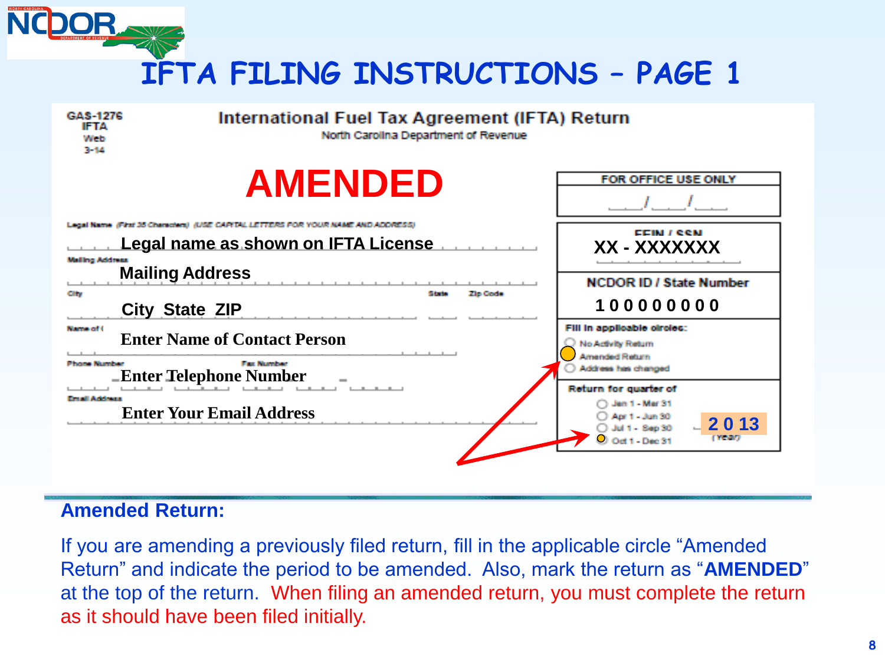# IFTA FILING INSTRUCTIONS – PAGE 1

GAS-1276
IFTA
Web
3-14

**International Fuel Tax Agreement (IFTA) Return**
North Carolina Department of Revenue

**AMENDED**

FOR OFFICE USE ONLY
___/___/___

Legal Name (First 35 Characters) (USE CAPITAL LETTERS FOR YOUR NAME AND ADDRESS)
**Legal name as shown on IFTA License**

Mailing Address
**Mailing Address**

City / State / Zip Code
**City State ZIP**

Name of Contact Person
**Enter Name of Contact Person**

Phone Number / Fax Number
**Enter Telephone Number**

Email Address
**Enter Your Email Address**

FEIN / SSN
**XX - XXXXXXX**

NCDOR ID / State Number
**1 0 0 0 0 0 0 0 0**

Fill in applicable circles:
- ○ No Activity Return
- ● Amended Return
- ○ Address has changed

Return for quarter of
- ○ Jan 1 - Mar 31
- ○ Apr 1 - Jun 30
- ○ Jul 1 - Sep 30
- ● Oct 1 - Dec 31

**2 0 13** (Year)

## Amended Return:

If you are amending a previously filed return, fill in the applicable circle "Amended Return" and indicate the period to be amended. Also, mark the return as "**AMENDED**" at the top of the return. When filing an amended return, you must complete the return as it should have been filed initially.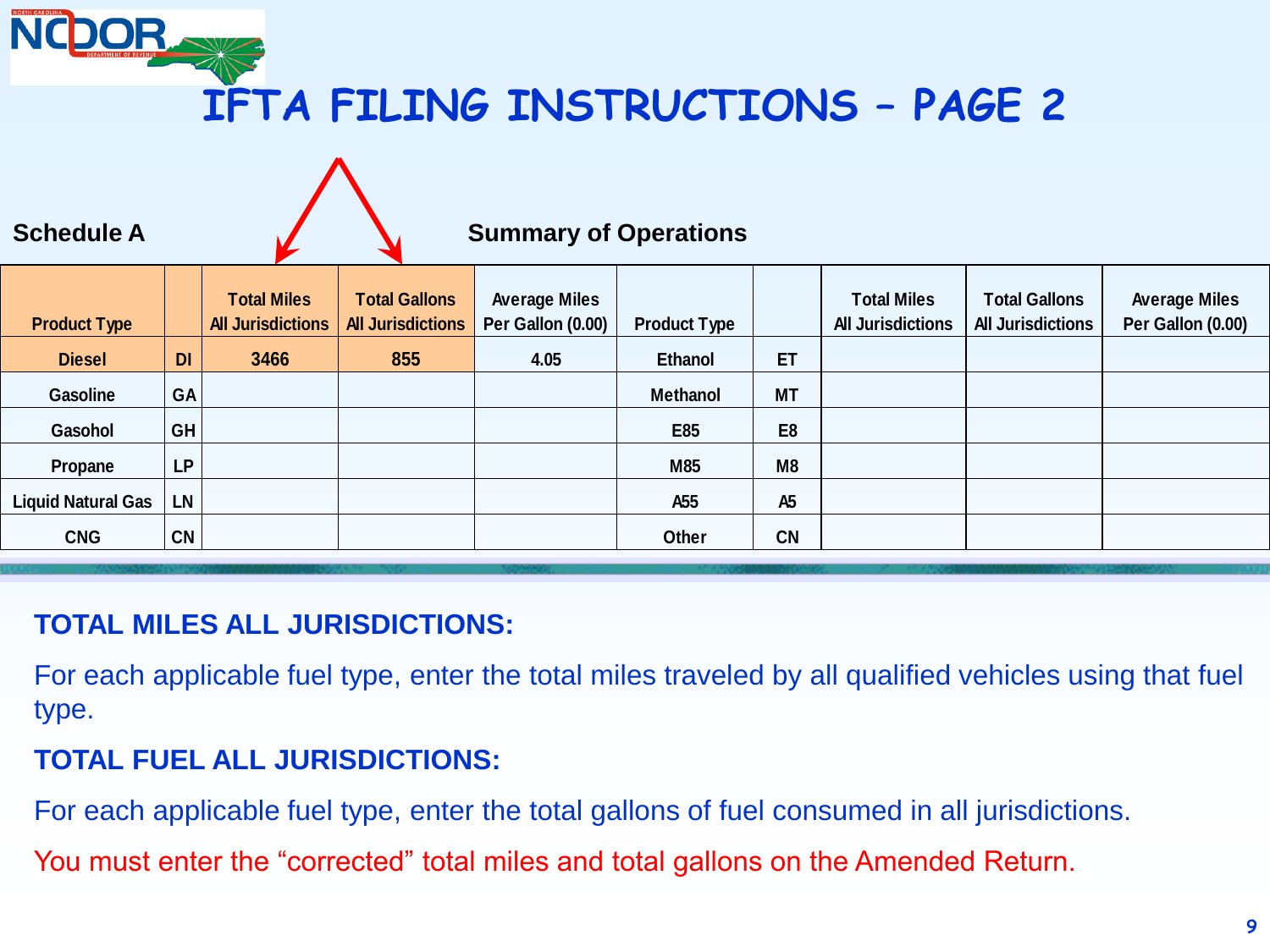# IFTA FILING INSTRUCTIONS – PAGE 2

**Schedule A** **Summary of Operations**

| Product Type | | Total Miles All Jurisdictions | Total Gallons All Jurisdictions | Average Miles Per Gallon (0.00) | Product Type | | Total Miles All Jurisdictions | Total Gallons All Jurisdictions | Average Miles Per Gallon (0.00) |
|---|---|---|---|---|---|---|---|---|---|
| Diesel | DI | 3466 | 855 | 4.05 | Ethanol | ET | | | |
| Gasoline | GA | | | | Methanol | MT | | | |
| Gasohol | GH | | | | E85 | E8 | | | |
| Propane | LP | | | | M85 | M8 | | | |
| Liquid Natural Gas | LN | | | | A55 | A5 | | | |
| CNG | CN | | | | Other | CN | | | |

**TOTAL MILES ALL JURISDICTIONS:**

For each applicable fuel type, enter the total miles traveled by all qualified vehicles using that fuel type.

**TOTAL FUEL ALL JURISDICTIONS:**

For each applicable fuel type, enter the total gallons of fuel consumed in all jurisdictions.

You must enter the "corrected" total miles and total gallons on the Amended Return.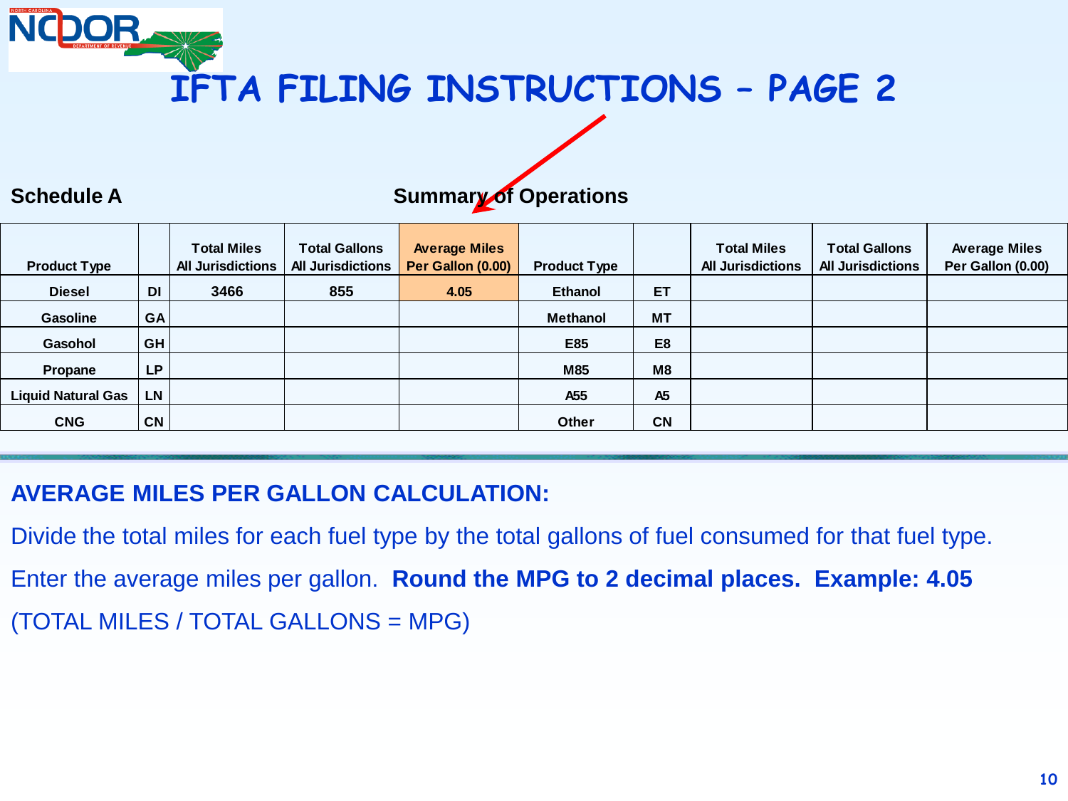# IFTA FILING INSTRUCTIONS – PAGE 2

**Schedule A** **Summary of Operations**

| Product Type | | Total Miles All Jurisdictions | Total Gallons All Jurisdictions | Average Miles Per Gallon (0.00) | Product Type | | Total Miles All Jurisdictions | Total Gallons All Jurisdictions | Average Miles Per Gallon (0.00) |
|---|---|---|---|---|---|---|---|---|---|
| Diesel | DI | 3466 | 855 | 4.05 | Ethanol | ET | | | |
| Gasoline | GA | | | | Methanol | MT | | | |
| Gasohol | GH | | | | E85 | E8 | | | |
| Propane | LP | | | | M85 | M8 | | | |
| Liquid Natural Gas | LN | | | | A55 | A5 | | | |
| CNG | CN | | | | Other | CN | | | |

## AVERAGE MILES PER GALLON CALCULATION:

Divide the total miles for each fuel type by the total gallons of fuel consumed for that fuel type.

Enter the average miles per gallon. **Round the MPG to 2 decimal places. Example: 4.05**

(TOTAL MILES / TOTAL GALLONS = MPG)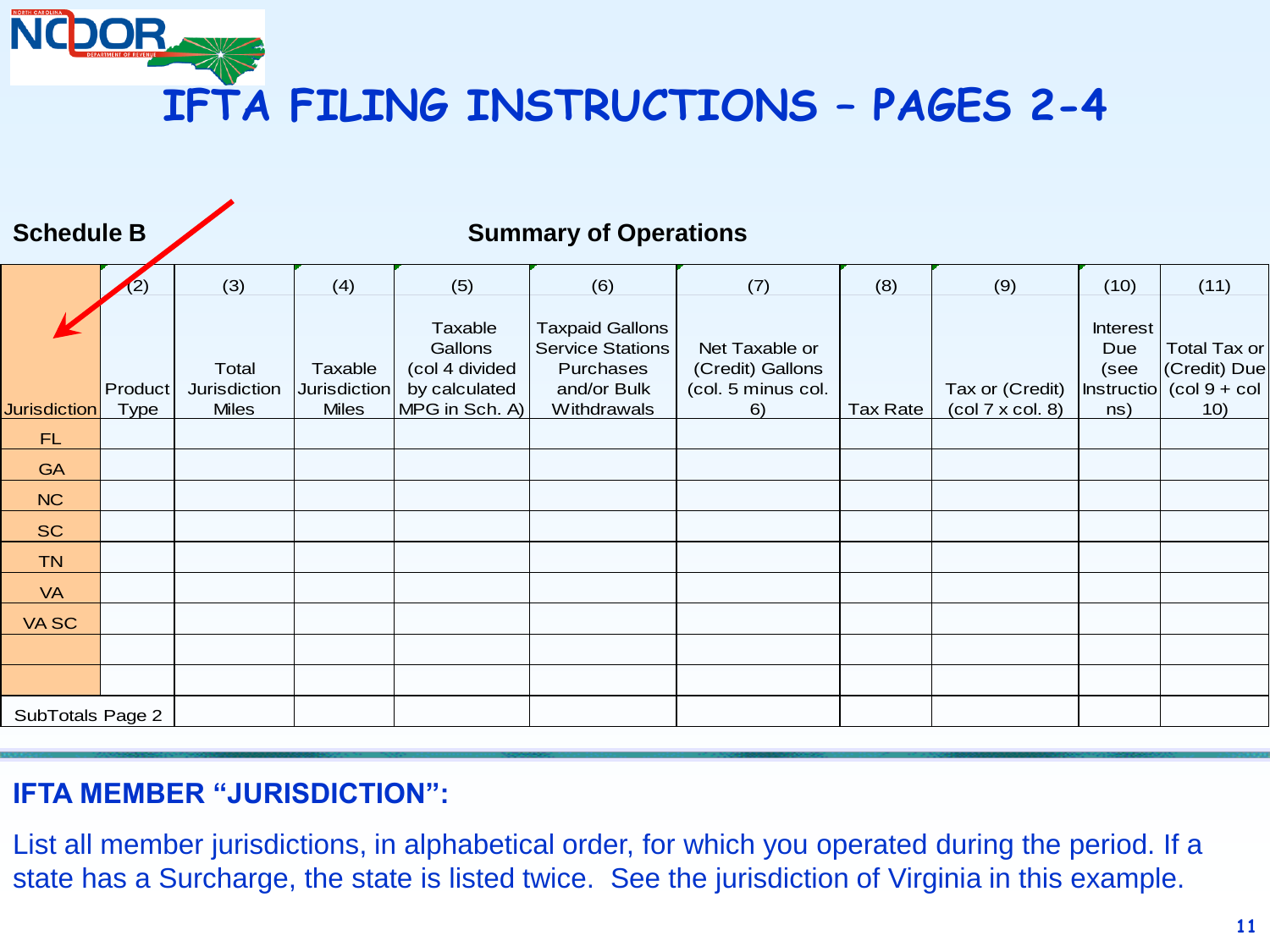# IFTA FILING INSTRUCTIONS – PAGES 2-4

**Schedule B** — **Summary of Operations**

| Jurisdiction | (2) Product Type | (3) Total Jurisdiction Miles | (4) Taxable Jurisdiction Miles | (5) Taxable Gallons (col 4 divided by calculated MPG in Sch. A) | (6) Taxpaid Gallons Service Stations Purchases and/or Bulk Withdrawals | (7) Net Taxable or (Credit) Gallons (col. 5 minus col. 6) | (8) Tax Rate | (9) Tax or (Credit) (col 7 x col. 8) | (10) Interest Due (see Instructions) | (11) Total Tax or (Credit) Due (col 9 + col 10) |
|---|---|---|---|---|---|---|---|---|---|---|
| FL | | | | | | | | | | |
| GA | | | | | | | | | | |
| NC | | | | | | | | | | |
| SC | | | | | | | | | | |
| TN | | | | | | | | | | |
| VA | | | | | | | | | | |
| VA SC | | | | | | | | | | |
| | | | | | | | | | | |
| | | | | | | | | | | |
| SubTotals Page 2 | | | | | | | | | | |

## IFTA MEMBER "JURISDICTION":

List all member jurisdictions, in alphabetical order, for which you operated during the period. If a state has a Surcharge, the state is listed twice. See the jurisdiction of Virginia in this example.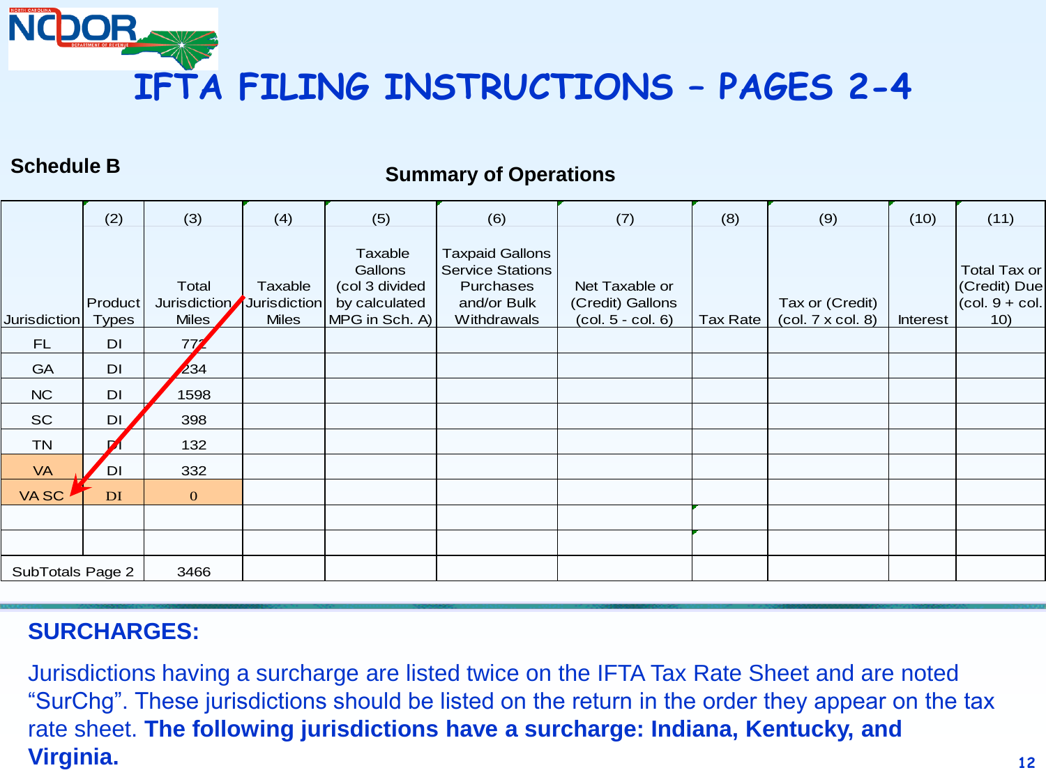# IFTA FILING INSTRUCTIONS – PAGES 2-4

**Schedule B**

**Summary of Operations**

| | (2) | (3) | (4) | (5) | (6) | (7) | (8) | (9) | (10) | (11) |
|---|---|---|---|---|---|---|---|---|---|---|
| Jurisdiction | Product Types | Total Jurisdiction Miles | Taxable Jurisdiction Miles | Taxable Gallons (col 3 divided by calculated MPG in Sch. A) | Taxpaid Gallons Service Stations Purchases and/or Bulk Withdrawals | Net Taxable or (Credit) Gallons (col. 5 - col. 6) | Tax Rate | Tax or (Credit) (col. 7 x col. 8) | Interest | Total Tax or (Credit) Due (col. 9 + col. 10) |
| FL | DI | 772 | | | | | | | | |
| GA | DI | 234 | | | | | | | | |
| NC | DI | 1598 | | | | | | | | |
| SC | DI | 398 | | | | | | | | |
| TN | DI | 132 | | | | | | | | |
| VA | DI | 332 | | | | | | | | |
| VA SC | DI | 0 | | | | | | | | |
| | | | | | | | | | | |
| | | | | | | | | | | |
| SubTotals Page 2 | | 3466 | | | | | | | | |

## SURCHARGES:

Jurisdictions having a surcharge are listed twice on the IFTA Tax Rate Sheet and are noted "SurChg". These jurisdictions should be listed on the return in the order they appear on the tax rate sheet. **The following jurisdictions have a surcharge: Indiana, Kentucky, and Virginia.**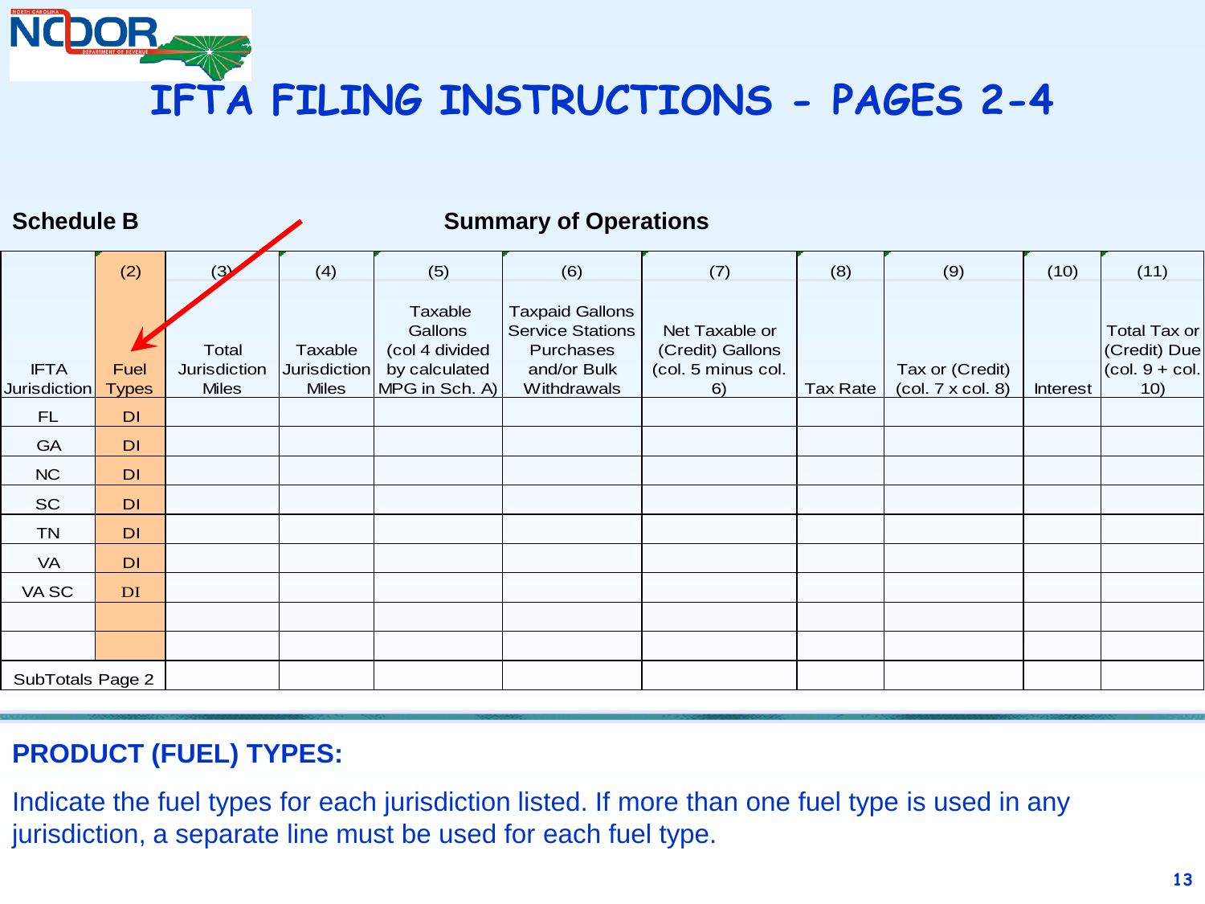# IFTA FILING INSTRUCTIONS - PAGES 2-4

**Schedule B** **Summary of Operations**

| IFTA Jurisdiction | (2) Fuel Types | (3) Total Jurisdiction Miles | (4) Taxable Jurisdiction Miles | (5) Taxable Gallons (col 4 divided by calculated MPG in Sch. A) | (6) Taxpaid Gallons Service Stations Purchases and/or Bulk Withdrawals | (7) Net Taxable or (Credit) Gallons (col. 5 minus col. 6) | (8) Tax Rate | (9) Tax or (Credit) (col. 7 x col. 8) | (10) Interest | (11) Total Tax or (Credit) Due (col. 9 + col. 10) |
|---|---|---|---|---|---|---|---|---|---|---|
| FL | DI | | | | | | | | | |
| GA | DI | | | | | | | | | |
| NC | DI | | | | | | | | | |
| SC | DI | | | | | | | | | |
| TN | DI | | | | | | | | | |
| VA | DI | | | | | | | | | |
| VA SC | DI | | | | | | | | | |
| | | | | | | | | | | |
| | | | | | | | | | | |
| SubTotals Page 2 | | | | | | | | | | |

## PRODUCT (FUEL) TYPES:

Indicate the fuel types for each jurisdiction listed. If more than one fuel type is used in any jurisdiction, a separate line must be used for each fuel type.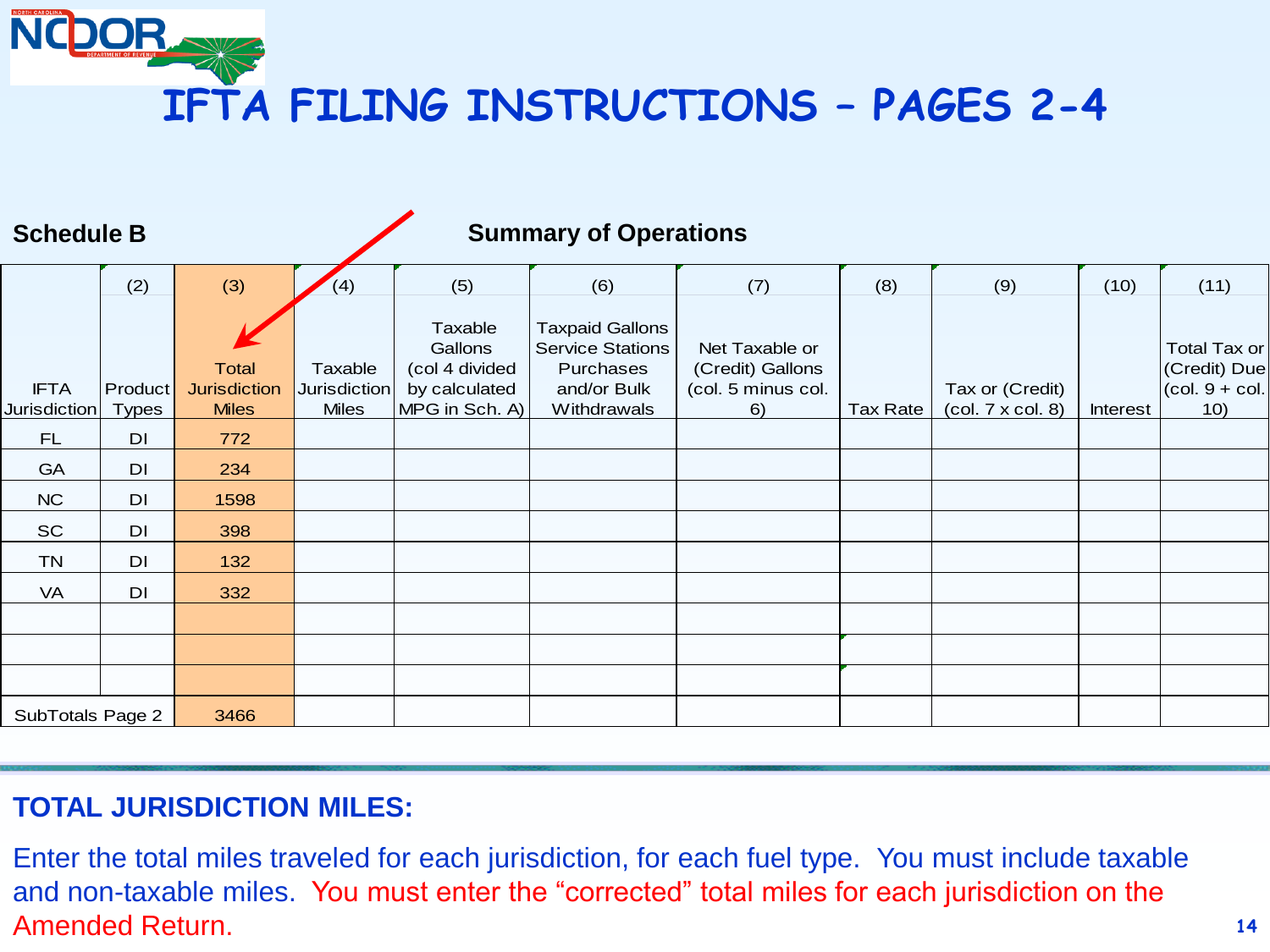# IFTA FILING INSTRUCTIONS – PAGES 2-4

**Schedule B** **Summary of Operations**

| IFTA Jurisdiction | (2) Product Types | (3) Total Jurisdiction Miles | (4) Taxable Jurisdiction Miles | (5) Taxable Gallons (col 4 divided by calculated MPG in Sch. A) | (6) Taxpaid Gallons Service Stations Purchases and/or Bulk Withdrawals | (7) Net Taxable or (Credit) Gallons (col. 5 minus col. 6) | (8) Tax Rate | (9) Tax or (Credit) (col. 7 x col. 8) | (10) Interest | (11) Total Tax or (Credit) Due (col. 9 + col. 10) |
|---|---|---|---|---|---|---|---|---|---|---|
| FL | DI | 772 | | | | | | | | |
| GA | DI | 234 | | | | | | | | |
| NC | DI | 1598 | | | | | | | | |
| SC | DI | 398 | | | | | | | | |
| TN | DI | 132 | | | | | | | | |
| VA | DI | 332 | | | | | | | | |
| | | | | | | | | | | |
| | | | | | | | | | | |
| | | | | | | | | | | |
| SubTotals Page 2 | | 3466 | | | | | | | | |

## TOTAL JURISDICTION MILES:

Enter the total miles traveled for each jurisdiction, for each fuel type. You must include taxable and non-taxable miles. You must enter the "corrected" total miles for each jurisdiction on the Amended Return.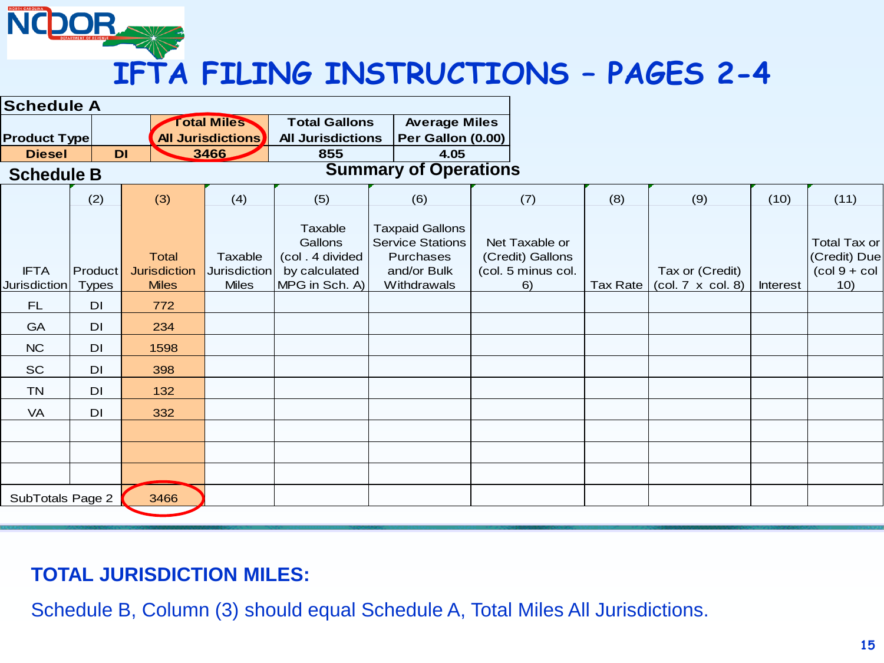# IFTA FILING INSTRUCTIONS – PAGES 2-4

**Schedule A**

| Product Type | | Total Miles All Jurisdictions | Total Gallons All Jurisdictions | Average Miles Per Gallon (0.00) |
|---|---|---|---|---|
| Diesel | DI | 3466 | 855 | 4.05 |

**Schedule B**

**Summary of Operations**

| IFTA Jurisdiction | (2) Product Types | (3) Total Jurisdiction Miles | (4) Taxable Jurisdiction Miles | (5) Taxable Gallons (col . 4 divided by calculated MPG in Sch. A) | (6) Taxpaid Gallons Service Stations Purchases and/or Bulk Withdrawals | (7) Net Taxable or (Credit) Gallons (col. 5 minus col. 6) | (8) Tax Rate | (9) Tax or (Credit) (col. 7 x col. 8) | (10) Interest | (11) Total Tax or (Credit) Due (col 9 + col 10) |
|---|---|---|---|---|---|---|---|---|---|---|
| FL | DI | 772 | | | | | | | | |
| GA | DI | 234 | | | | | | | | |
| NC | DI | 1598 | | | | | | | | |
| SC | DI | 398 | | | | | | | | |
| TN | DI | 132 | | | | | | | | |
| VA | DI | 332 | | | | | | | | |
| | | | | | | | | | | |
| | | | | | | | | | | |
| | | | | | | | | | | |
| SubTotals Page 2 | | 3466 | | | | | | | | |

**TOTAL JURISDICTION MILES:**

Schedule B, Column (3) should equal Schedule A, Total Miles All Jurisdictions.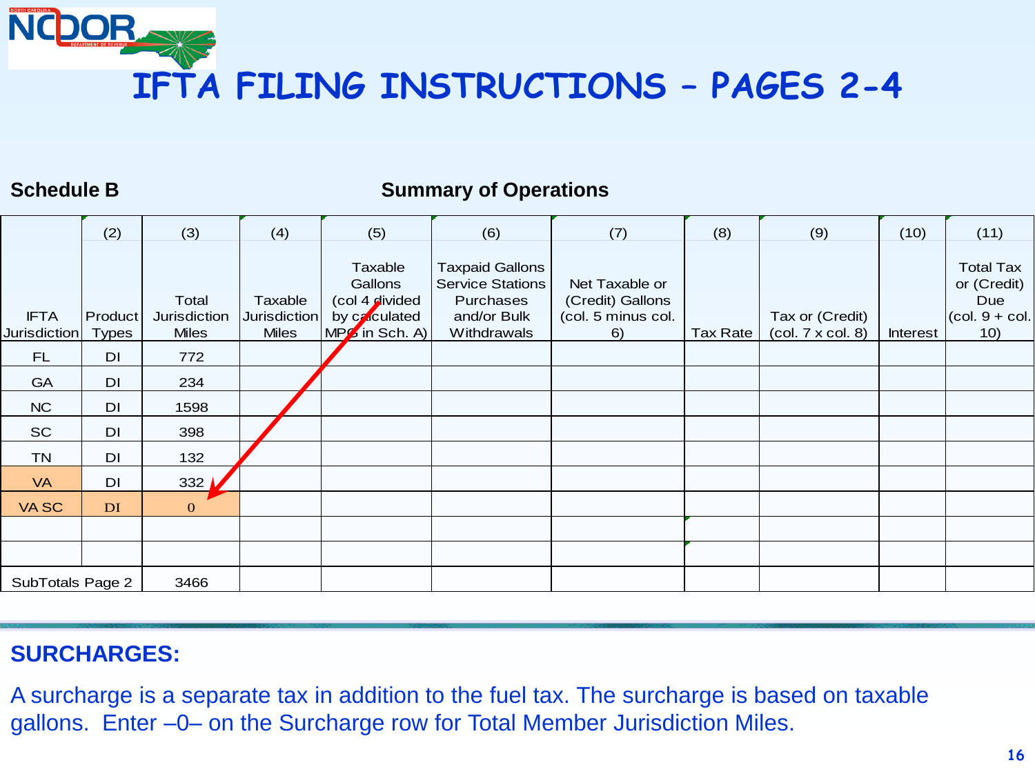# IFTA FILING INSTRUCTIONS – PAGES 2-4

**Schedule B** **Summary of Operations**

| IFTA Jurisdiction | (2) Product Types | (3) Total Jurisdiction Miles | (4) Taxable Jurisdiction Miles | (5) Taxable Gallons (col 4 divided by calculated MPG in Sch. A) | (6) Taxpaid Gallons Service Stations Purchases and/or Bulk Withdrawals | (7) Net Taxable or (Credit) Gallons (col. 5 minus col. 6) | (8) Tax Rate | (9) Tax or (Credit) (col. 7 x col. 8) | (10) Interest | (11) Total Tax or (Credit) Due (col. 9 + col. 10) |
|---|---|---|---|---|---|---|---|---|---|---|
| FL | DI | 772 | | | | | | | | |
| GA | DI | 234 | | | | | | | | |
| NC | DI | 1598 | | | | | | | | |
| SC | DI | 398 | | | | | | | | |
| TN | DI | 132 | | | | | | | | |
| VA | DI | 332 | | | | | | | | |
| VA SC | DI | 0 | | | | | | | | |
| | | | | | | | | | | |
| | | | | | | | | | | |
| SubTotals Page 2 | | 3466 | | | | | | | | |

## SURCHARGES:

A surcharge is a separate tax in addition to the fuel tax. The surcharge is based on taxable gallons. Enter –0– on the Surcharge row for Total Member Jurisdiction Miles.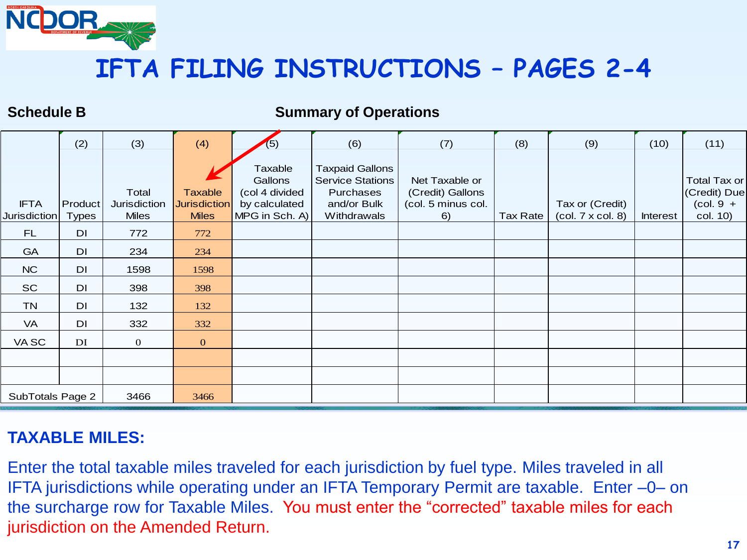# IFTA FILING INSTRUCTIONS – PAGES 2-4

**Schedule B** **Summary of Operations**

| IFTA Jurisdiction | (2) Product Types | (3) Total Jurisdiction Miles | (4) Taxable Jurisdiction Miles | (5) Taxable Gallons (col 4 divided by calculated MPG in Sch. A) | (6) Taxpaid Gallons Service Stations Purchases and/or Bulk Withdrawals | (7) Net Taxable or (Credit) Gallons (col. 5 minus col. 6) | (8) Tax Rate | (9) Tax or (Credit) (col. 7 x col. 8) | (10) Interest | (11) Total Tax or (Credit) Due (col. 9 + col. 10) |
|---|---|---|---|---|---|---|---|---|---|---|
| FL | DI | 772 | 772 | | | | | | | |
| GA | DI | 234 | 234 | | | | | | | |
| NC | DI | 1598 | 1598 | | | | | | | |
| SC | DI | 398 | 398 | | | | | | | |
| TN | DI | 132 | 132 | | | | | | | |
| VA | DI | 332 | 332 | | | | | | | |
| VA SC | DI | 0 | 0 | | | | | | | |
| | | | | | | | | | | |
| | | | | | | | | | | |
| SubTotals Page 2 | | 3466 | 3466 | | | | | | | |

**TAXABLE MILES:**

Enter the total taxable miles traveled for each jurisdiction by fuel type. Miles traveled in all IFTA jurisdictions while operating under an IFTA Temporary Permit are taxable. Enter –0– on the surcharge row for Taxable Miles. You must enter the "corrected" taxable miles for each jurisdiction on the Amended Return.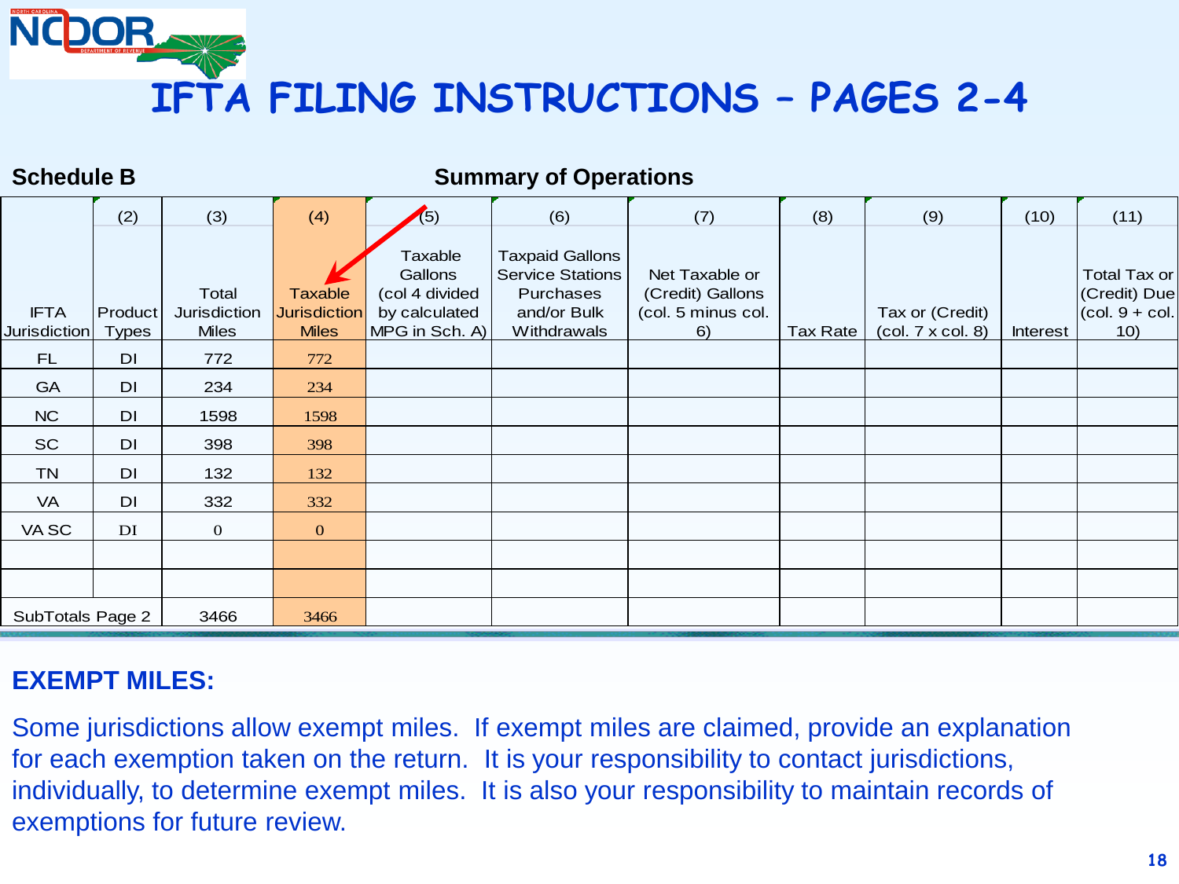# IFTA FILING INSTRUCTIONS – PAGES 2-4

**Schedule B** **Summary of Operations**

| IFTA Jurisdiction | (2) Product Types | (3) Total Jurisdiction Miles | (4) Taxable Jurisdiction Miles | (5) Taxable Gallons (col 4 divided by calculated MPG in Sch. A) | (6) Taxpaid Gallons Service Stations Purchases and/or Bulk Withdrawals | (7) Net Taxable or (Credit) Gallons (col. 5 minus col. 6) | (8) Tax Rate | (9) Tax or (Credit) (col. 7 x col. 8) | (10) Interest | (11) Total Tax or (Credit) Due (col. 9 + col. 10) |
|---|---|---|---|---|---|---|---|---|---|---|
| FL | DI | 772 | 772 | | | | | | | |
| GA | DI | 234 | 234 | | | | | | | |
| NC | DI | 1598 | 1598 | | | | | | | |
| SC | DI | 398 | 398 | | | | | | | |
| TN | DI | 132 | 132 | | | | | | | |
| VA | DI | 332 | 332 | | | | | | | |
| VA SC | DI | 0 | 0 | | | | | | | |
| | | | | | | | | | | |
| | | | | | | | | | | |
| SubTotals Page 2 | | 3466 | 3466 | | | | | | | |

## EXEMPT MILES:

Some jurisdictions allow exempt miles. If exempt miles are claimed, provide an explanation for each exemption taken on the return. It is your responsibility to contact jurisdictions, individually, to determine exempt miles. It is also your responsibility to maintain records of exemptions for future review.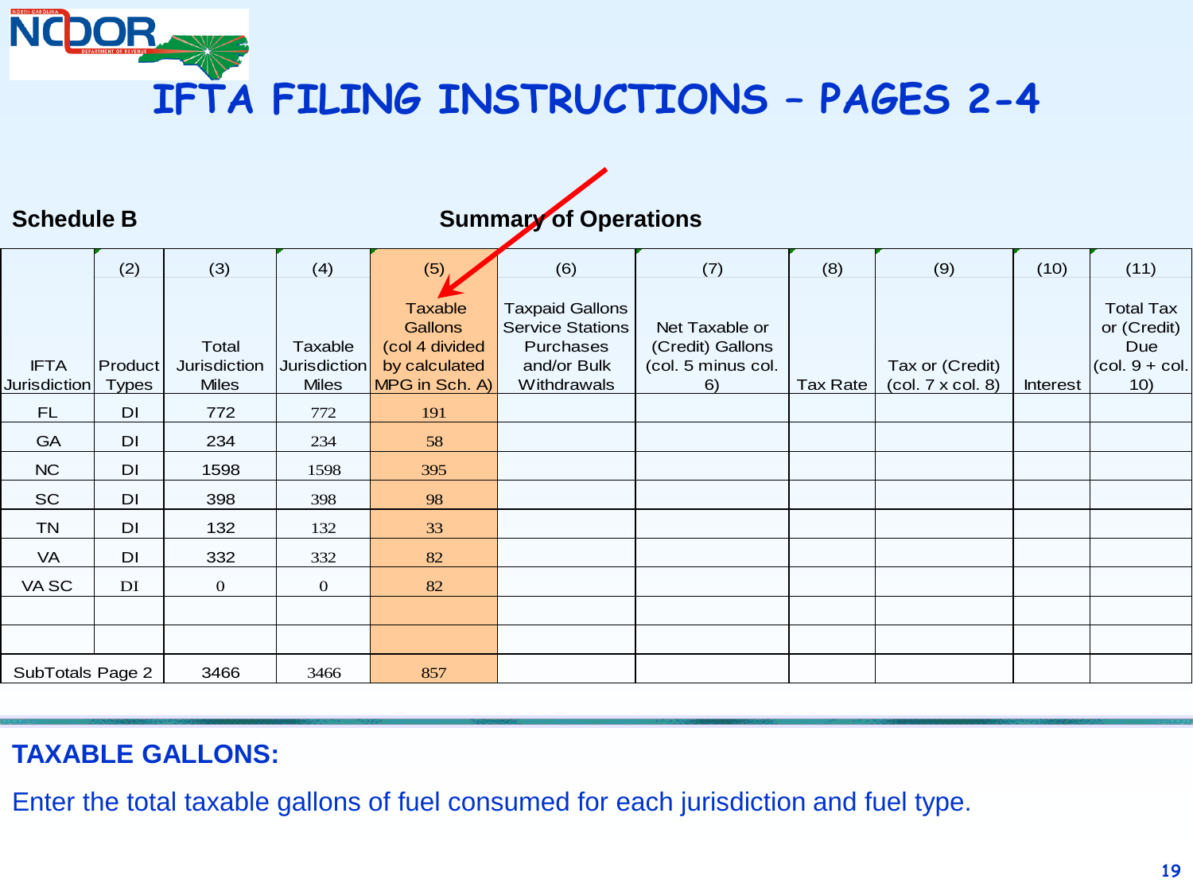# IFTA FILING INSTRUCTIONS – PAGES 2-4

**Schedule B** — **Summary of Operations**

| IFTA Jurisdiction | (2) Product Types | (3) Total Jurisdiction Miles | (4) Taxable Jurisdiction Miles | (5) Taxable Gallons (col 4 divided by calculated MPG in Sch. A) | (6) Taxpaid Gallons Service Stations Purchases and/or Bulk Withdrawals | (7) Net Taxable or (Credit) Gallons (col. 5 minus col. 6) | (8) Tax Rate | (9) Tax or (Credit) (col. 7 x col. 8) | (10) Interest | (11) Total Tax or (Credit) Due (col. 9 + col. 10) |
|---|---|---|---|---|---|---|---|---|---|---|
| FL | DI | 772 | 772 | 191 | | | | | | |
| GA | DI | 234 | 234 | 58 | | | | | | |
| NC | DI | 1598 | 1598 | 395 | | | | | | |
| SC | DI | 398 | 398 | 98 | | | | | | |
| TN | DI | 132 | 132 | 33 | | | | | | |
| VA | DI | 332 | 332 | 82 | | | | | | |
| VA SC | DI | 0 | 0 | 82 | | | | | | |
| | | | | | | | | | | |
| | | | | | | | | | | |
| SubTotals Page 2 | | 3466 | 3466 | 857 | | | | | | |

## TAXABLE GALLONS:

Enter the total taxable gallons of fuel consumed for each jurisdiction and fuel type.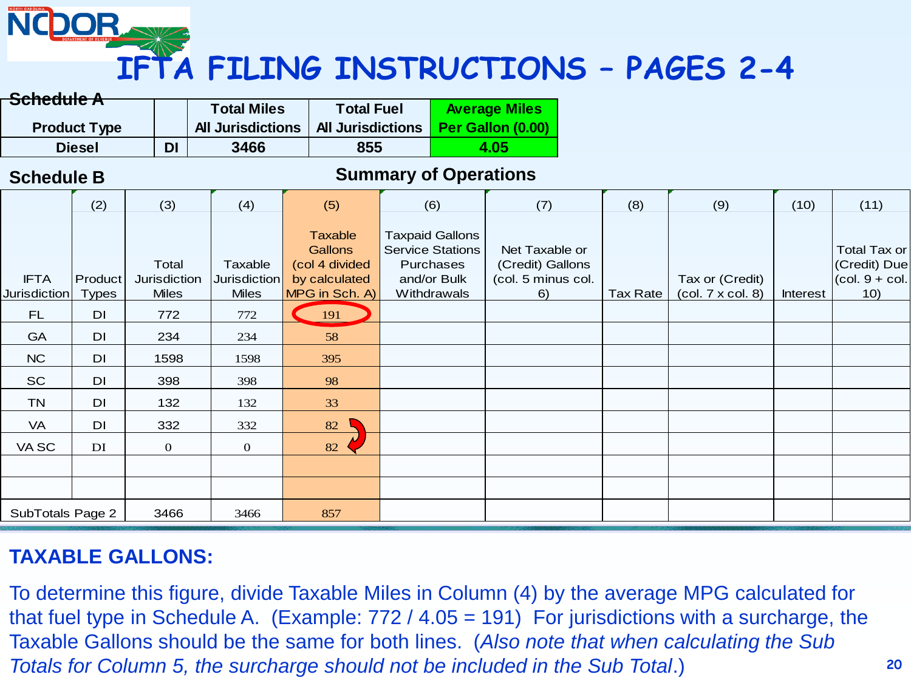# IFTA FILING INSTRUCTIONS – PAGES 2-4

**Schedule A**

| Product Type | | Total Miles All Jurisdictions | Total Fuel All Jurisdictions | Average Miles Per Gallon (0.00) |
|---|---|---|---|---|
| Diesel | DI | 3466 | 855 | 4.05 |

**Schedule B** — **Summary of Operations**

| IFTA Jurisdiction | (2) Product Types | (3) Total Jurisdiction Miles | (4) Taxable Jurisdiction Miles | (5) Taxable Gallons (col 4 divided by calculated MPG in Sch. A) | (6) Taxpaid Gallons Service Stations Purchases and/or Bulk Withdrawals | (7) Net Taxable or (Credit) Gallons (col. 5 minus col. 6) | (8) Tax Rate | (9) Tax or (Credit) (col. 7 x col. 8) | (10) Interest | (11) Total Tax or (Credit) Due (col. 9 + col. 10) |
|---|---|---|---|---|---|---|---|---|---|---|
| FL | DI | 772 | 772 | 191 | | | | | | |
| GA | DI | 234 | 234 | 58 | | | | | | |
| NC | DI | 1598 | 1598 | 395 | | | | | | |
| SC | DI | 398 | 398 | 98 | | | | | | |
| TN | DI | 132 | 132 | 33 | | | | | | |
| VA | DI | 332 | 332 | 82 | | | | | | |
| VA SC | DI | 0 | 0 | 82 | | | | | | |
| | | | | | | | | | | |
| | | | | | | | | | | |
| SubTotals Page 2 | | 3466 | 3466 | 857 | | | | | | |

**TAXABLE GALLONS:**

To determine this figure, divide Taxable Miles in Column (4) by the average MPG calculated for that fuel type in Schedule A. (Example: 772 / 4.05 = 191) For jurisdictions with a surcharge, the Taxable Gallons should be the same for both lines. (*Also note that when calculating the Sub Totals for Column 5, the surcharge should not be included in the Sub Total*.)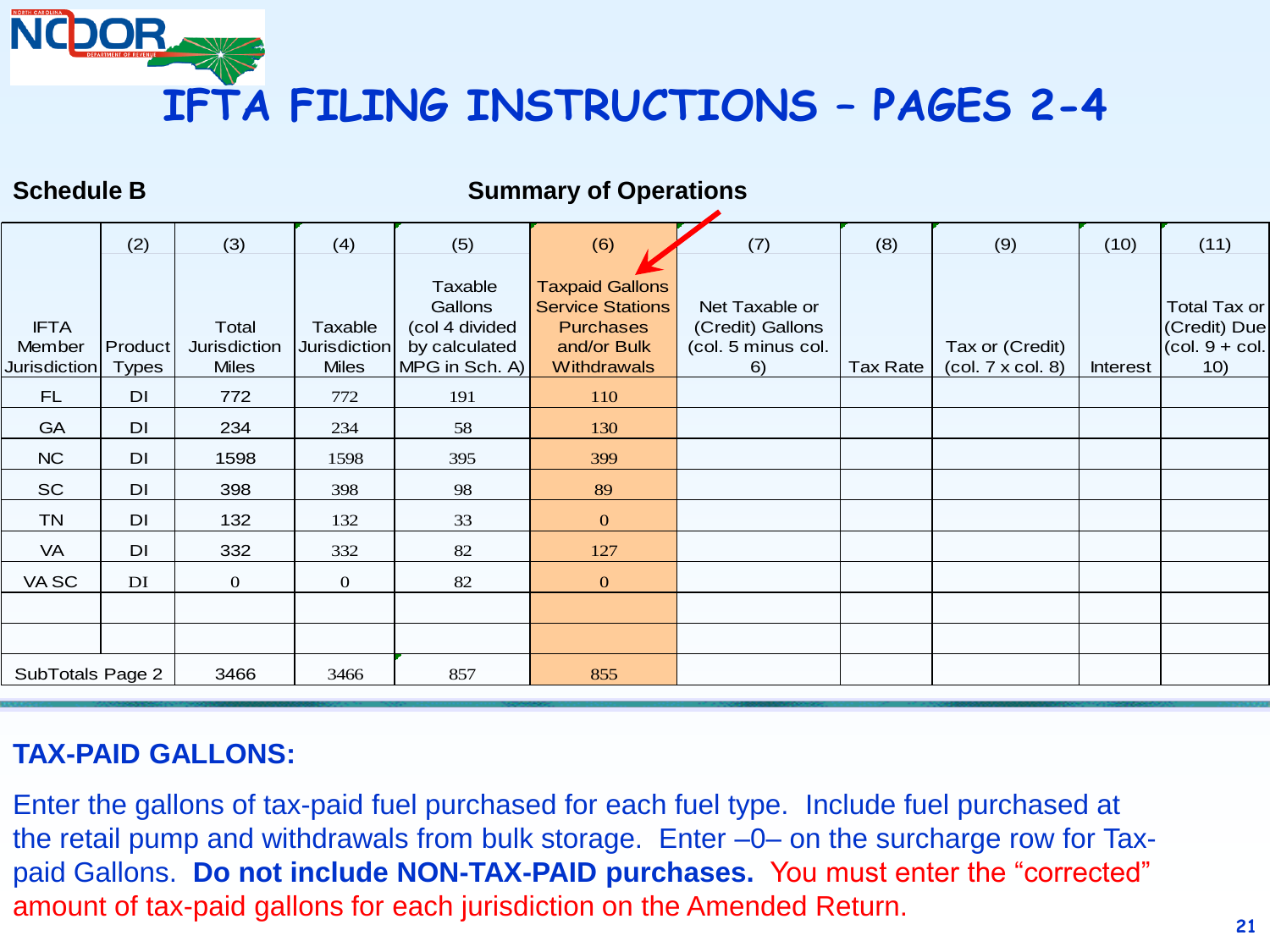# IFTA FILING INSTRUCTIONS – PAGES 2-4

**Schedule B** **Summary of Operations**

| IFTA Member Jurisdiction | (2) Product Types | (3) Total Jurisdiction Miles | (4) Taxable Jurisdiction Miles | (5) Taxable Gallons (col 4 divided by calculated MPG in Sch. A) | (6) Taxpaid Gallons Service Stations Purchases and/or Bulk Withdrawals | (7) Net Taxable or (Credit) Gallons (col. 5 minus col. 6) | (8) Tax Rate | (9) Tax or (Credit) (col. 7 x col. 8) | (10) Interest | (11) Total Tax or (Credit) Due (col. 9 + col. 10) |
|---|---|---|---|---|---|---|---|---|---|---|
| FL | DI | 772 | 772 | 191 | 110 | | | | | |
| GA | DI | 234 | 234 | 58 | 130 | | | | | |
| NC | DI | 1598 | 1598 | 395 | 399 | | | | | |
| SC | DI | 398 | 398 | 98 | 89 | | | | | |
| TN | DI | 132 | 132 | 33 | 0 | | | | | |
| VA | DI | 332 | 332 | 82 | 127 | | | | | |
| VA SC | DI | 0 | 0 | 82 | 0 | | | | | |
| | | | | | | | | | | |
| | | | | | | | | | | |
| SubTotals Page 2 | | 3466 | 3466 | 857 | 855 | | | | | |

**TAX-PAID GALLONS:**

Enter the gallons of tax-paid fuel purchased for each fuel type. Include fuel purchased at the retail pump and withdrawals from bulk storage. Enter –0– on the surcharge row for Tax-paid Gallons. **Do not include NON-TAX-PAID purchases.** You must enter the "corrected" amount of tax-paid gallons for each jurisdiction on the Amended Return.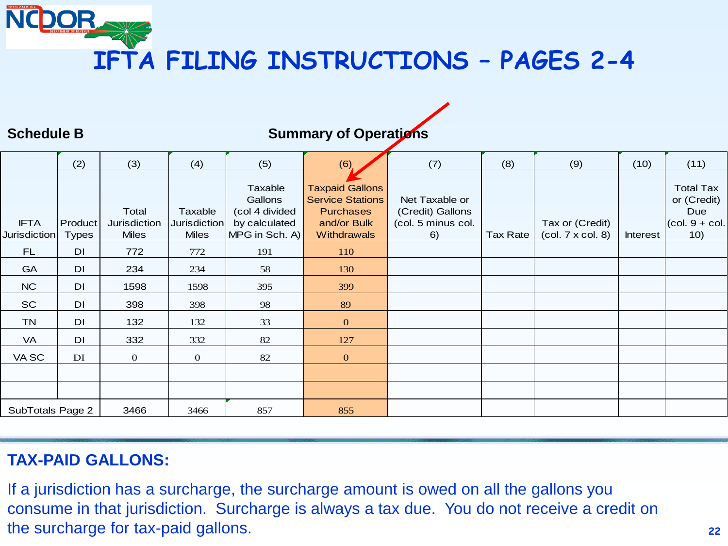# IFTA FILING INSTRUCTIONS – PAGES 2-4

**Schedule B** **Summary of Operations**

| IFTA Jurisdiction | (2) Product Types | (3) Total Jurisdiction Miles | (4) Taxable Jurisdiction Miles | (5) Taxable Gallons (col 4 divided by calculated MPG in Sch. A) | (6) Taxpaid Gallons Service Stations Purchases and/or Bulk Withdrawals | (7) Net Taxable or (Credit) Gallons (col. 5 minus col. 6) | (8) Tax Rate | (9) Tax or (Credit) (col. 7 x col. 8) | (10) Interest | (11) Total Tax or (Credit) Due (col. 9 + col. 10) |
|---|---|---|---|---|---|---|---|---|---|---|
| FL | DI | 772 | 772 | 191 | 110 | | | | | |
| GA | DI | 234 | 234 | 58 | 130 | | | | | |
| NC | DI | 1598 | 1598 | 395 | 399 | | | | | |
| SC | DI | 398 | 398 | 98 | 89 | | | | | |
| TN | DI | 132 | 132 | 33 | 0 | | | | | |
| VA | DI | 332 | 332 | 82 | 127 | | | | | |
| VA SC | DI | 0 | 0 | 82 | 0 | | | | | |
| | | | | | | | | | | |
| | | | | | | | | | | |
| SubTotals Page 2 | | 3466 | 3466 | 857 | 855 | | | | | |

**TAX-PAID GALLONS:**

If a jurisdiction has a surcharge, the surcharge amount is owed on all the gallons you consume in that jurisdiction. Surcharge is always a tax due. You do not receive a credit on the surcharge for tax-paid gallons.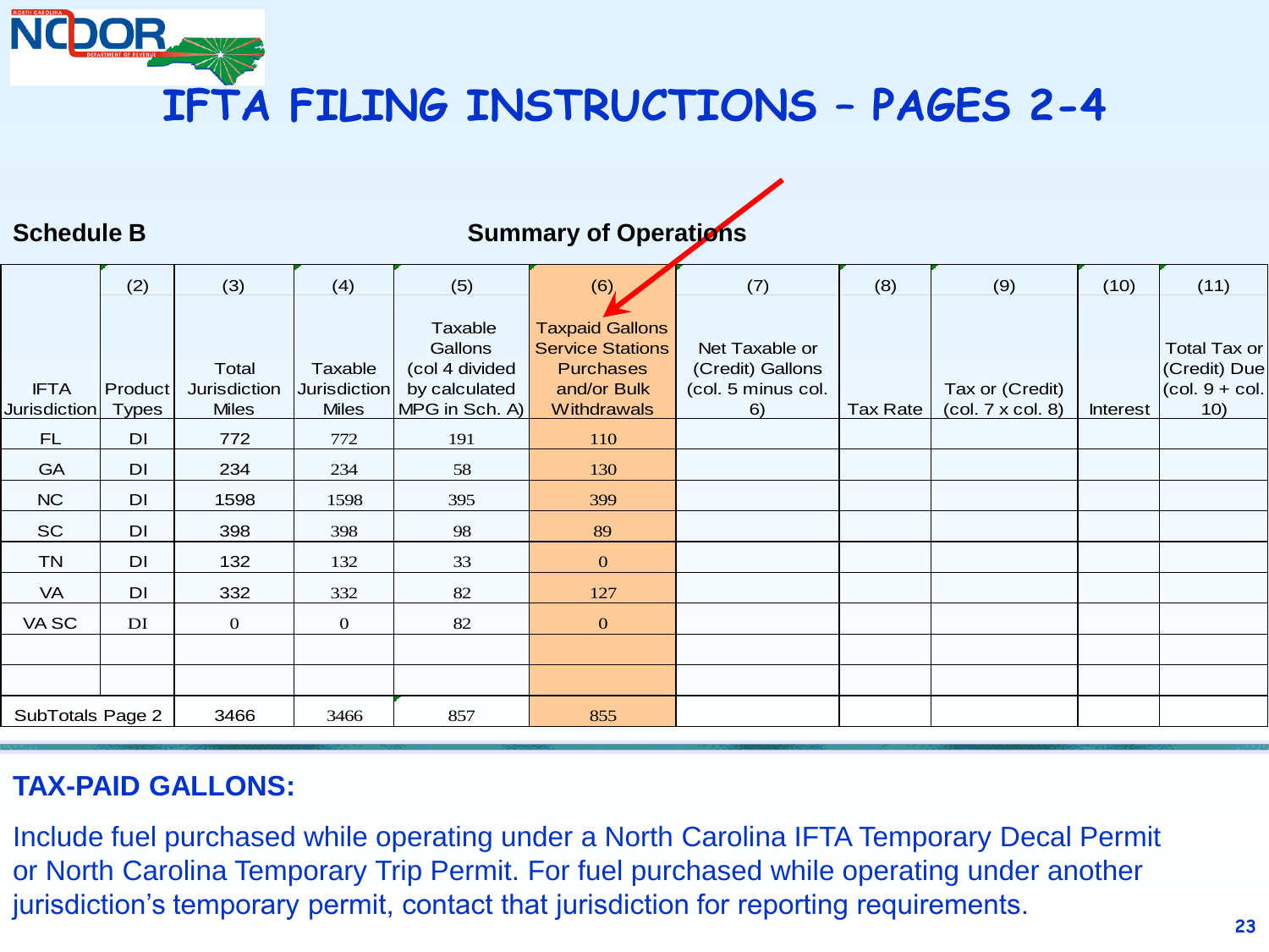# IFTA FILING INSTRUCTIONS – PAGES 2-4

**Schedule B** — **Summary of Operations**

| IFTA Jurisdiction | (2) Product Types | (3) Total Jurisdiction Miles | (4) Taxable Jurisdiction Miles | (5) Taxable Gallons (col 4 divided by calculated MPG in Sch. A) | (6) Taxpaid Gallons Service Stations Purchases and/or Bulk Withdrawals | (7) Net Taxable or (Credit) Gallons (col. 5 minus col. 6) | (8) Tax Rate | (9) Tax or (Credit) (col. 7 x col. 8) | (10) Interest | (11) Total Tax or (Credit) Due (col. 9 + col. 10) |
|---|---|---|---|---|---|---|---|---|---|---|
| FL | DI | 772 | 772 | 191 | 110 | | | | | |
| GA | DI | 234 | 234 | 58 | 130 | | | | | |
| NC | DI | 1598 | 1598 | 395 | 399 | | | | | |
| SC | DI | 398 | 398 | 98 | 89 | | | | | |
| TN | DI | 132 | 132 | 33 | 0 | | | | | |
| VA | DI | 332 | 332 | 82 | 127 | | | | | |
| VA SC | DI | 0 | 0 | 82 | 0 | | | | | |
| | | | | | | | | | | |
| | | | | | | | | | | |
| SubTotals Page 2 | | 3466 | 3466 | 857 | 855 | | | | | |

## TAX-PAID GALLONS:

Include fuel purchased while operating under a North Carolina IFTA Temporary Decal Permit or North Carolina Temporary Trip Permit. For fuel purchased while operating under another jurisdiction's temporary permit, contact that jurisdiction for reporting requirements.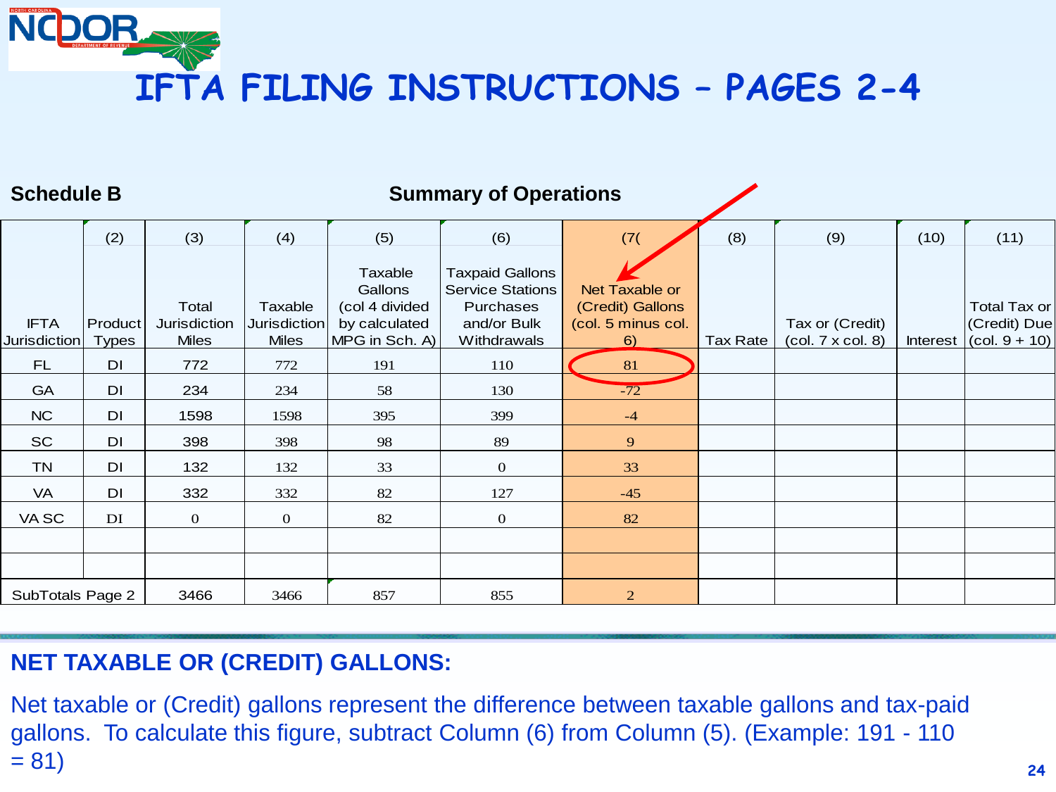# IFTA FILING INSTRUCTIONS – PAGES 2-4

**Schedule B** **Summary of Operations**

| IFTA Jurisdiction | (2) Product Types | (3) Total Jurisdiction Miles | (4) Taxable Jurisdiction Miles | (5) Taxable Gallons (col 4 divided by calculated MPG in Sch. A) | (6) Taxpaid Gallons Service Stations Purchases and/or Bulk Withdrawals | (7( Net Taxable or (Credit) Gallons (col. 5 minus col. 6) | (8) Tax Rate | (9) Tax or (Credit) (col. 7 x col. 8) | (10) Interest | (11) Total Tax or (Credit) Due (col. 9 + 10) |
|---|---|---|---|---|---|---|---|---|---|---|
| FL | DI | 772 | 772 | 191 | 110 | 81 | | | | |
| GA | DI | 234 | 234 | 58 | 130 | -72 | | | | |
| NC | DI | 1598 | 1598 | 395 | 399 | -4 | | | | |
| SC | DI | 398 | 398 | 98 | 89 | 9 | | | | |
| TN | DI | 132 | 132 | 33 | 0 | 33 | | | | |
| VA | DI | 332 | 332 | 82 | 127 | -45 | | | | |
| VA SC | DI | 0 | 0 | 82 | 0 | 82 | | | | |
| | | | | | | | | | | |
| | | | | | | | | | | |
| SubTotals Page 2 | | 3466 | 3466 | 857 | 855 | 2 | | | | |

## NET TAXABLE OR (CREDIT) GALLONS:

Net taxable or (Credit) gallons represent the difference between taxable gallons and tax-paid gallons. To calculate this figure, subtract Column (6) from Column (5). (Example: 191 - 110 = 81)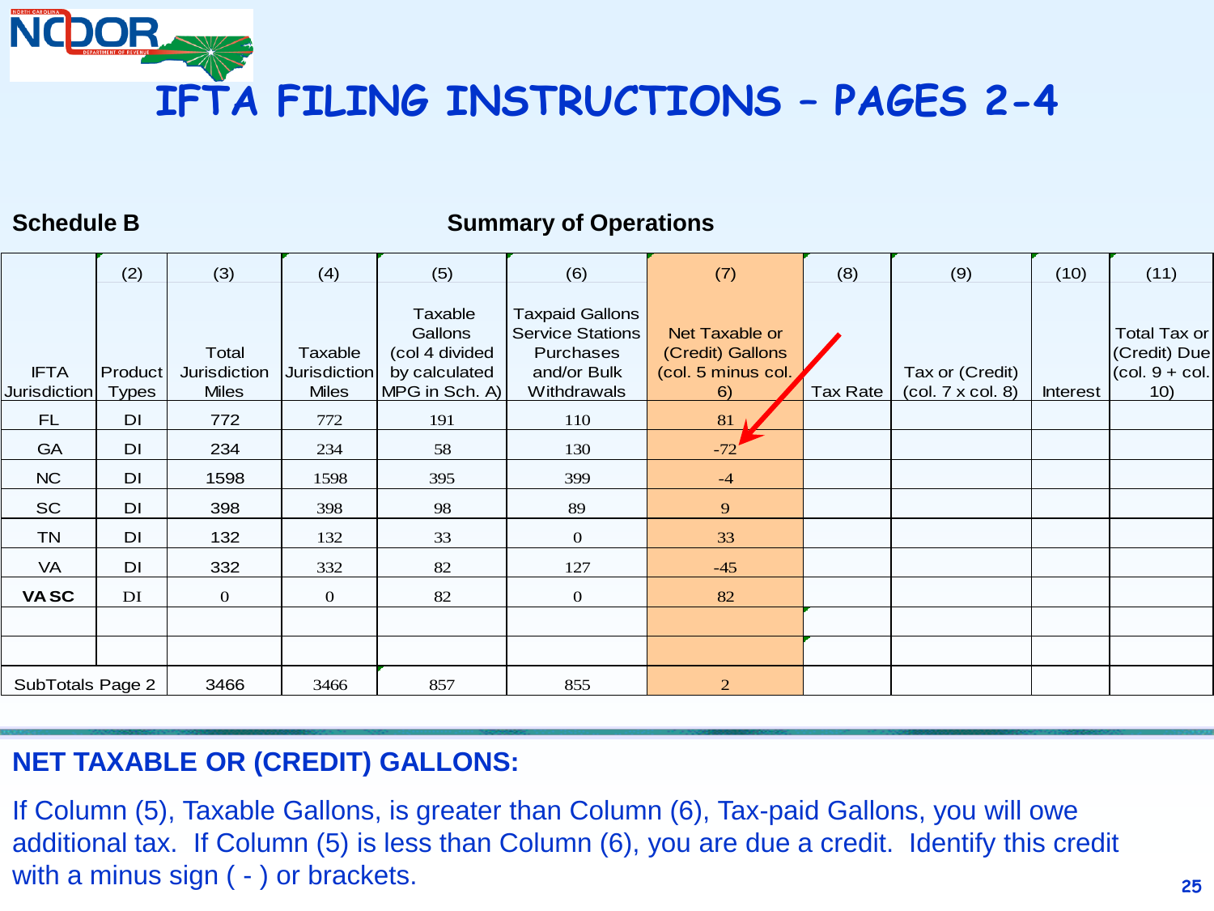# IFTA FILING INSTRUCTIONS – PAGES 2-4

**Schedule B** **Summary of Operations**

| IFTA Jurisdiction | (2) Product Types | (3) Total Jurisdiction Miles | (4) Taxable Jurisdiction Miles | (5) Taxable Gallons (col 4 divided by calculated MPG in Sch. A) | (6) Taxpaid Gallons Service Stations Purchases and/or Bulk Withdrawals | (7) Net Taxable or (Credit) Gallons (col. 5 minus col. 6) | (8) Tax Rate | (9) Tax or (Credit) (col. 7 x col. 8) | (10) Interest | (11) Total Tax or (Credit) Due (col. 9 + col. 10) |
|---|---|---|---|---|---|---|---|---|---|---|
| FL | DI | 772 | 772 | 191 | 110 | 81 | | | | |
| GA | DI | 234 | 234 | 58 | 130 | -72 | | | | |
| NC | DI | 1598 | 1598 | 395 | 399 | -4 | | | | |
| SC | DI | 398 | 398 | 98 | 89 | 9 | | | | |
| TN | DI | 132 | 132 | 33 | 0 | 33 | | | | |
| VA | DI | 332 | 332 | 82 | 127 | -45 | | | | |
| **VA SC** | DI | 0 | 0 | 82 | 0 | 82 | | | | |
| | | | | | | | | | | |
| | | | | | | | | | | |
| SubTotals Page 2 | | 3466 | 3466 | 857 | 855 | 2 | | | | |

## NET TAXABLE OR (CREDIT) GALLONS:

If Column (5), Taxable Gallons, is greater than Column (6), Tax-paid Gallons, you will owe additional tax. If Column (5) is less than Column (6), you are due a credit. Identify this credit with a minus sign ( - ) or brackets.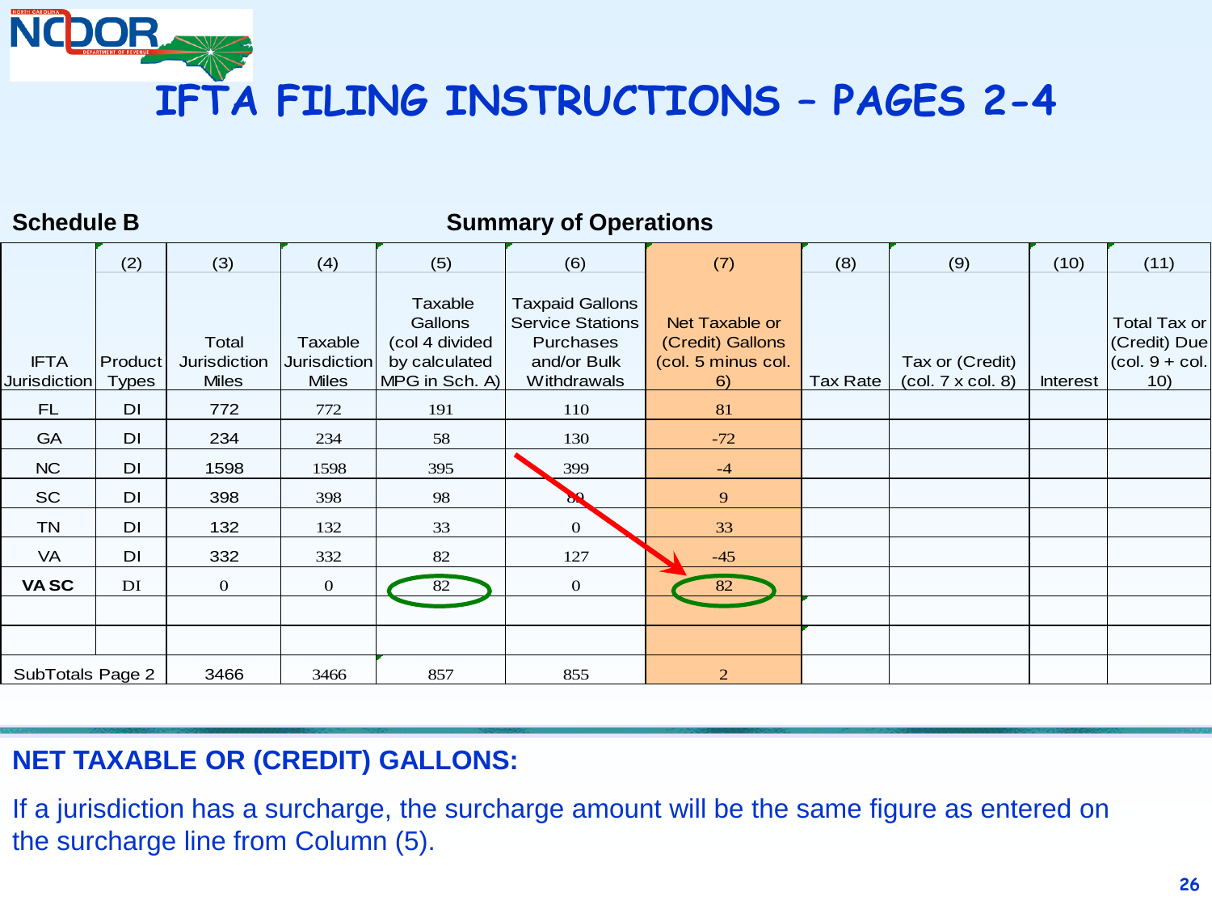# IFTA FILING INSTRUCTIONS – PAGES 2-4

**Schedule B** **Summary of Operations**

| IFTA Jurisdiction | (2) Product Types | (3) Total Jurisdiction Miles | (4) Taxable Jurisdiction Miles | (5) Taxable Gallons (col 4 divided by calculated MPG in Sch. A) | (6) Taxpaid Gallons Service Stations Purchases and/or Bulk Withdrawals | (7) Net Taxable or (Credit) Gallons (col. 5 minus col. 6) | (8) Tax Rate | (9) Tax or (Credit) (col. 7 x col. 8) | (10) Interest | (11) Total Tax or (Credit) Due (col. 9 + col. 10) |
|---|---|---|---|---|---|---|---|---|---|---|
| FL | DI | 772 | 772 | 191 | 110 | 81 | | | | |
| GA | DI | 234 | 234 | 58 | 130 | -72 | | | | |
| NC | DI | 1598 | 1598 | 395 | 399 | -4 | | | | |
| SC | DI | 398 | 398 | 98 | 89 | 9 | | | | |
| TN | DI | 132 | 132 | 33 | 0 | 33 | | | | |
| VA | DI | 332 | 332 | 82 | 127 | -45 | | | | |
| **VA SC** | DI | 0 | 0 | 82 | 0 | 82 | | | | |
| | | | | | | | | | | |
| | | | | | | | | | | |
| SubTotals Page 2 | | 3466 | 3466 | 857 | 855 | 2 | | | | |

## NET TAXABLE OR (CREDIT) GALLONS:

If a jurisdiction has a surcharge, the surcharge amount will be the same figure as entered on the surcharge line from Column (5).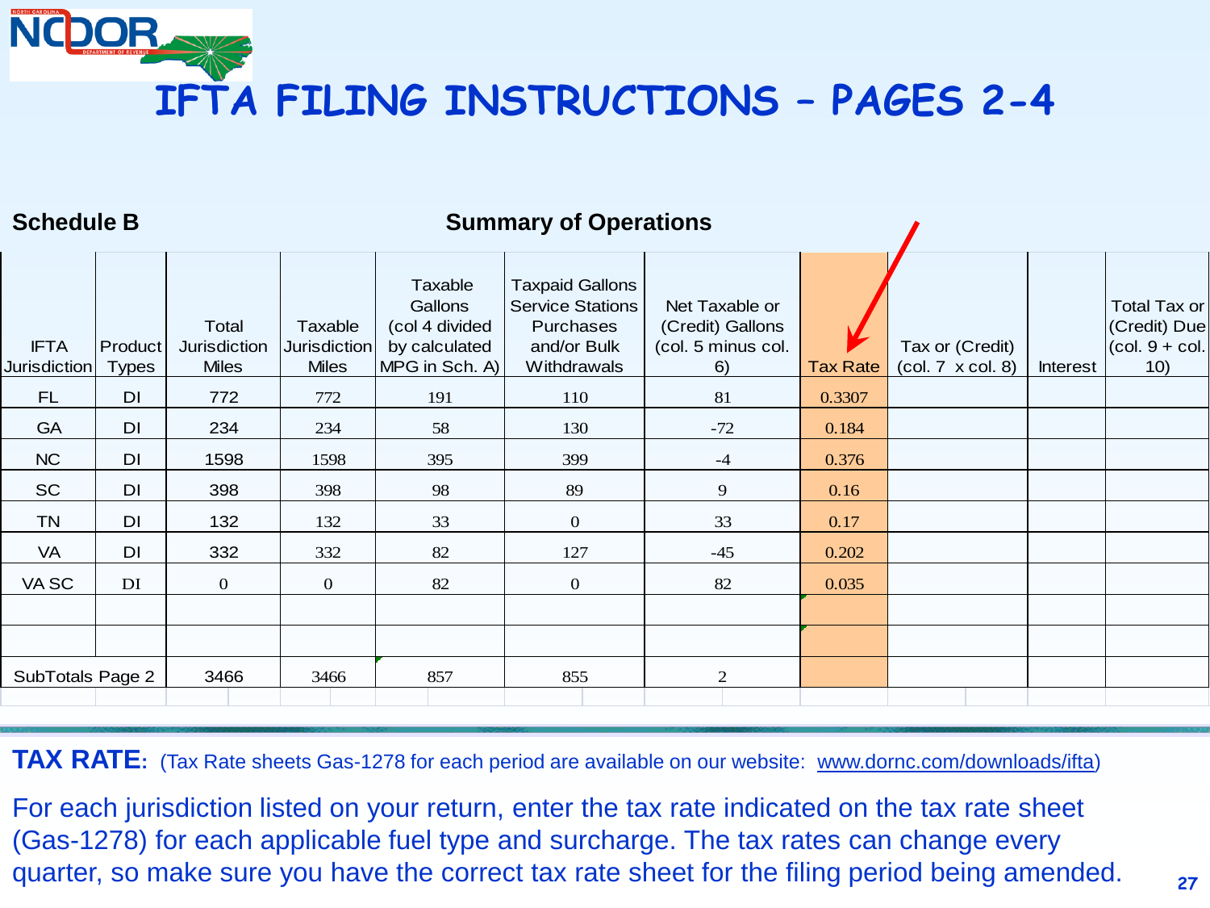# IFTA FILING INSTRUCTIONS – PAGES 2-4

**Schedule B** — **Summary of Operations**

| IFTA Jurisdiction | Product Types | Total Jurisdiction Miles | Taxable Jurisdiction Miles | Taxable Gallons (col 4 divided by calculated MPG in Sch. A) | Taxpaid Gallons Service Stations Purchases and/or Bulk Withdrawals | Net Taxable or (Credit) Gallons (col. 5 minus col. 6) | Tax Rate | Tax or (Credit) (col. 7 x col. 8) | Interest | Total Tax or (Credit) Due (col. 9 + col. 10) |
|---|---|---|---|---|---|---|---|---|---|---|
| FL | DI | 772 | 772 | 191 | 110 | 81 | 0.3307 | | | |
| GA | DI | 234 | 234 | 58 | 130 | -72 | 0.184 | | | |
| NC | DI | 1598 | 1598 | 395 | 399 | -4 | 0.376 | | | |
| SC | DI | 398 | 398 | 98 | 89 | 9 | 0.16 | | | |
| TN | DI | 132 | 132 | 33 | 0 | 33 | 0.17 | | | |
| VA | DI | 332 | 332 | 82 | 127 | -45 | 0.202 | | | |
| VA SC | DI | 0 | 0 | 82 | 0 | 82 | 0.035 | | | |
| | | | | | | | | | | |
| | | | | | | | | | | |
| SubTotals Page 2 | | 3466 | 3466 | 857 | 855 | 2 | | | | |

**TAX RATE:** (Tax Rate sheets Gas-1278 for each period are available on our website: www.dornc.com/downloads/ifta)

For each jurisdiction listed on your return, enter the tax rate indicated on the tax rate sheet (Gas-1278) for each applicable fuel type and surcharge. The tax rates can change every quarter, so make sure you have the correct tax rate sheet for the filing period being amended.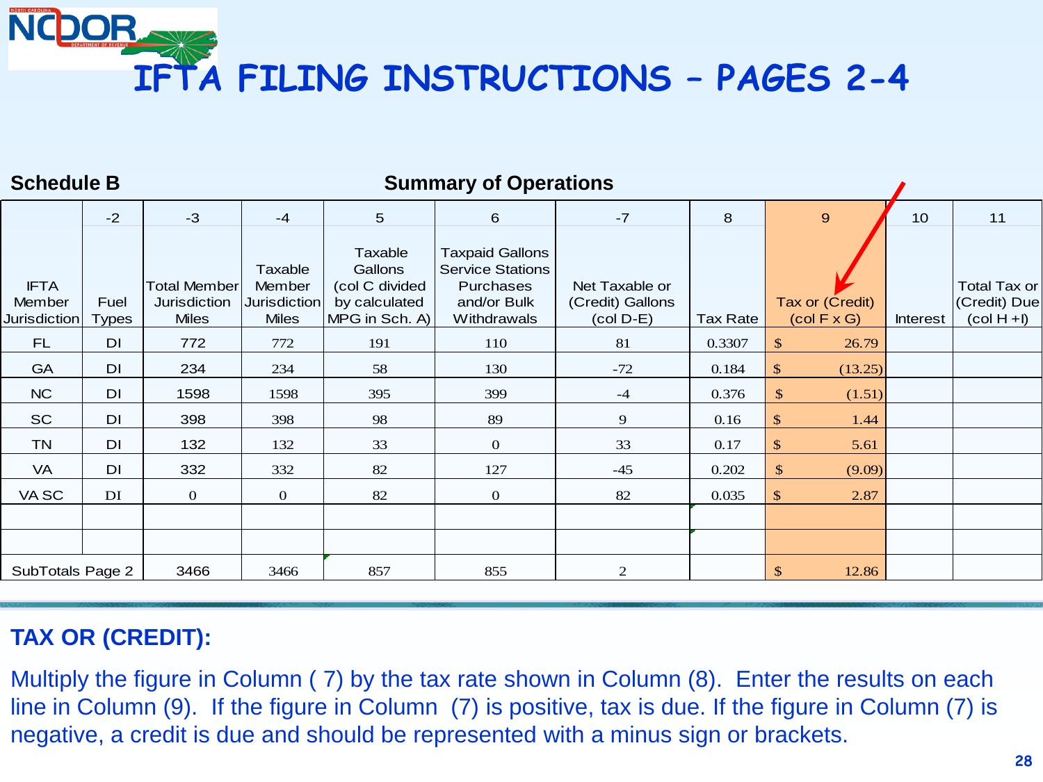# IFTA FILING INSTRUCTIONS – PAGES 2-4

**Schedule B** **Summary of Operations**

| IFTA Member Jurisdiction | -2 Fuel Types | -3 Total Member Jurisdiction Miles | -4 Taxable Member Jurisdiction Miles | 5 Taxable Gallons (col C divided by calculated MPG in Sch. A) | 6 Taxpaid Gallons Service Stations Purchases and/or Bulk Withdrawals | -7 Net Taxable or (Credit) Gallons (col D-E) | 8 Tax Rate | 9 Tax or (Credit) (col F x G) | 10 Interest | 11 Total Tax or (Credit) Due (col H +I) |
|---|---|---|---|---|---|---|---|---|---|---|
| FL | DI | 772 | 772 | 191 | 110 | 81 | 0.3307 | $ 26.79 | | |
| GA | DI | 234 | 234 | 58 | 130 | -72 | 0.184 | $ (13.25) | | |
| NC | DI | 1598 | 1598 | 395 | 399 | -4 | 0.376 | $ (1.51) | | |
| SC | DI | 398 | 398 | 98 | 89 | 9 | 0.16 | $ 1.44 | | |
| TN | DI | 132 | 132 | 33 | 0 | 33 | 0.17 | $ 5.61 | | |
| VA | DI | 332 | 332 | 82 | 127 | -45 | 0.202 | $ (9.09) | | |
| VA SC | DI | 0 | 0 | 82 | 0 | 82 | 0.035 | $ 2.87 | | |
| | | | | | | | | | | |
| | | | | | | | | | | |
| SubTotals Page 2 | | 3466 | 3466 | 857 | 855 | 2 | | $ 12.86 | | |

**TAX OR (CREDIT):**

Multiply the figure in Column ( 7) by the tax rate shown in Column (8). Enter the results on each line in Column (9). If the figure in Column (7) is positive, tax is due. If the figure in Column (7) is negative, a credit is due and should be represented with a minus sign or brackets.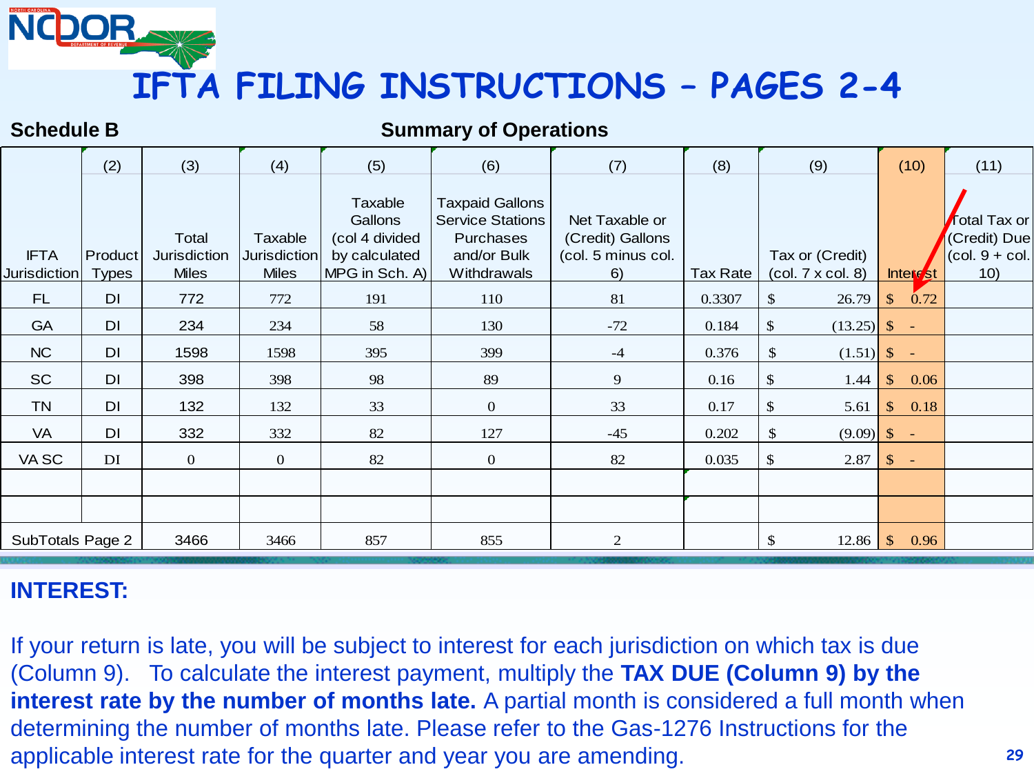# IFTA FILING INSTRUCTIONS – PAGES 2-4

**Schedule B** **Summary of Operations**

| IFTA Jurisdiction | (2) Product Types | (3) Total Jurisdiction Miles | (4) Taxable Jurisdiction Miles | (5) Taxable Gallons (col 4 divided by calculated MPG in Sch. A) | (6) Taxpaid Gallons Service Stations Purchases and/or Bulk Withdrawals | (7) Net Taxable or (Credit) Gallons (col. 5 minus col. 6) | (8) Tax Rate | (9) Tax or (Credit) (col. 7 x col. 8) | (10) Interest | (11) Total Tax or (Credit) Due (col. 9 + col. 10) |
|---|---|---|---|---|---|---|---|---|---|---|
| FL | DI | 772 | 772 | 191 | 110 | 81 | 0.3307 | $ 26.79 | $ 0.72 | |
| GA | DI | 234 | 234 | 58 | 130 | -72 | 0.184 | $ (13.25) | $ - | |
| NC | DI | 1598 | 1598 | 395 | 399 | -4 | 0.376 | $ (1.51) | $ - | |
| SC | DI | 398 | 398 | 98 | 89 | 9 | 0.16 | $ 1.44 | $ 0.06 | |
| TN | DI | 132 | 132 | 33 | 0 | 33 | 0.17 | $ 5.61 | $ 0.18 | |
| VA | DI | 332 | 332 | 82 | 127 | -45 | 0.202 | $ (9.09) | $ - | |
| VA SC | DI | 0 | 0 | 82 | 0 | 82 | 0.035 | $ 2.87 | $ - | |
| | | | | | | | | | | |
| | | | | | | | | | | |
| SubTotals Page 2 | | 3466 | 3466 | 857 | 855 | 2 | | $ 12.86 | $ 0.96 | |

**INTEREST:**

If your return is late, you will be subject to interest for each jurisdiction on which tax is due (Column 9). To calculate the interest payment, multiply the **TAX DUE (Column 9) by the interest rate by the number of months late.** A partial month is considered a full month when determining the number of months late. Please refer to the Gas-1276 Instructions for the applicable interest rate for the quarter and year you are amending.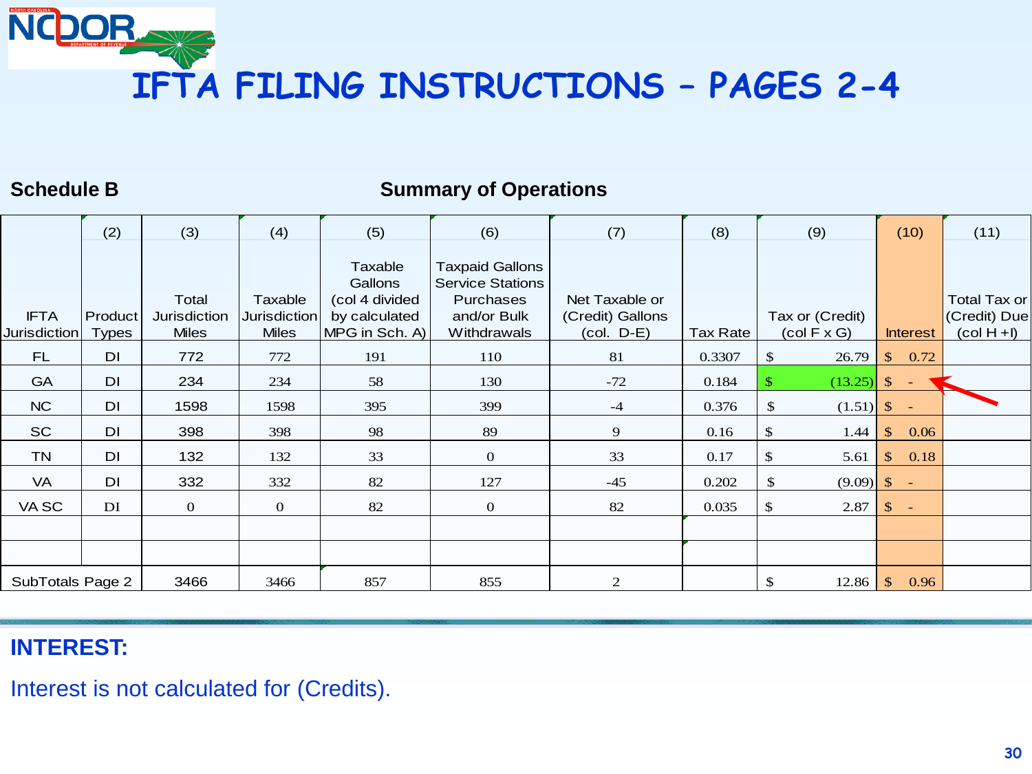# IFTA FILING INSTRUCTIONS – PAGES 2-4

**Schedule B** **Summary of Operations**

| | (2) | (3) | (4) | (5) | (6) | (7) | (8) | (9) | (10) | (11) |
|---|---|---|---|---|---|---|---|---|---|---|
| IFTA Jurisdiction | Product Types | Total Jurisdiction Miles | Taxable Jurisdiction Miles | Taxable Gallons (col 4 divided by calculated MPG in Sch. A) | Taxpaid Gallons Service Stations Purchases and/or Bulk Withdrawals | Net Taxable or (Credit) Gallons (col. D-E) | Tax Rate | Tax or (Credit) (col F x G) | Interest | Total Tax or (Credit) Due (col H +I) |
| FL | DI | 772 | 772 | 191 | 110 | 81 | 0.3307 | $ 26.79 | $ 0.72 | |
| GA | DI | 234 | 234 | 58 | 130 | -72 | 0.184 | $ (13.25) | $ - | |
| NC | DI | 1598 | 1598 | 395 | 399 | -4 | 0.376 | $ (1.51) | $ - | |
| SC | DI | 398 | 398 | 98 | 89 | 9 | 0.16 | $ 1.44 | $ 0.06 | |
| TN | DI | 132 | 132 | 33 | 0 | 33 | 0.17 | $ 5.61 | $ 0.18 | |
| VA | DI | 332 | 332 | 82 | 127 | -45 | 0.202 | $ (9.09) | $ - | |
| VA SC | DI | 0 | 0 | 82 | 0 | 82 | 0.035 | $ 2.87 | $ - | |
| | | | | | | | | | | |
| | | | | | | | | | | |
| SubTotals Page 2 | | 3466 | 3466 | 857 | 855 | 2 | | $ 12.86 | $ 0.96 | |

**INTEREST:**

Interest is not calculated for (Credits).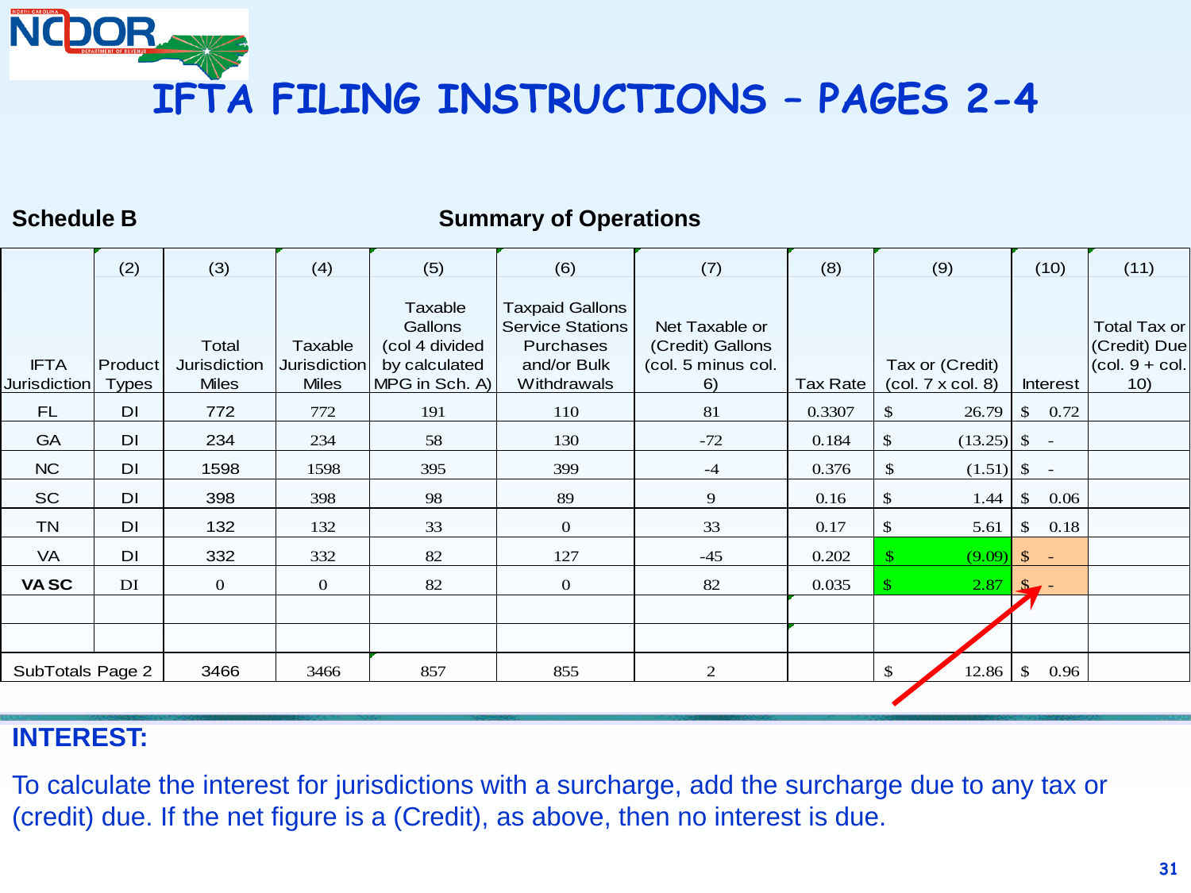# IFTA FILING INSTRUCTIONS – PAGES 2-4

**Schedule B** **Summary of Operations**

| IFTA Jurisdiction | (2) Product Types | (3) Total Jurisdiction Miles | (4) Taxable Jurisdiction Miles | (5) Taxable Gallons (col 4 divided by calculated MPG in Sch. A) | (6) Taxpaid Gallons Service Stations Purchases and/or Bulk Withdrawals | (7) Net Taxable or (Credit) Gallons (col. 5 minus col. 6) | (8) Tax Rate | (9) Tax or (Credit) (col. 7 x col. 8) | (10) Interest | (11) Total Tax or (Credit) Due (col. 9 + col. 10) |
|---|---|---|---|---|---|---|---|---|---|---|
| FL | DI | 772 | 772 | 191 | 110 | 81 | 0.3307 | $ 26.79 | $ 0.72 | |
| GA | DI | 234 | 234 | 58 | 130 | -72 | 0.184 | $ (13.25) | $ - | |
| NC | DI | 1598 | 1598 | 395 | 399 | -4 | 0.376 | $ (1.51) | $ - | |
| SC | DI | 398 | 398 | 98 | 89 | 9 | 0.16 | $ 1.44 | $ 0.06 | |
| TN | DI | 132 | 132 | 33 | 0 | 33 | 0.17 | $ 5.61 | $ 0.18 | |
| VA | DI | 332 | 332 | 82 | 127 | -45 | 0.202 | $ (9.09) | $ - | |
| **VA SC** | DI | 0 | 0 | 82 | 0 | 82 | 0.035 | $ 2.87 | $ - | |
| | | | | | | | | | | |
| | | | | | | | | | | |
| SubTotals Page 2 | | 3466 | 3466 | 857 | 855 | 2 | | $ 12.86 | $ 0.96 | |

**INTEREST:**

To calculate the interest for jurisdictions with a surcharge, add the surcharge due to any tax or (credit) due. If the net figure is a (Credit), as above, then no interest is due.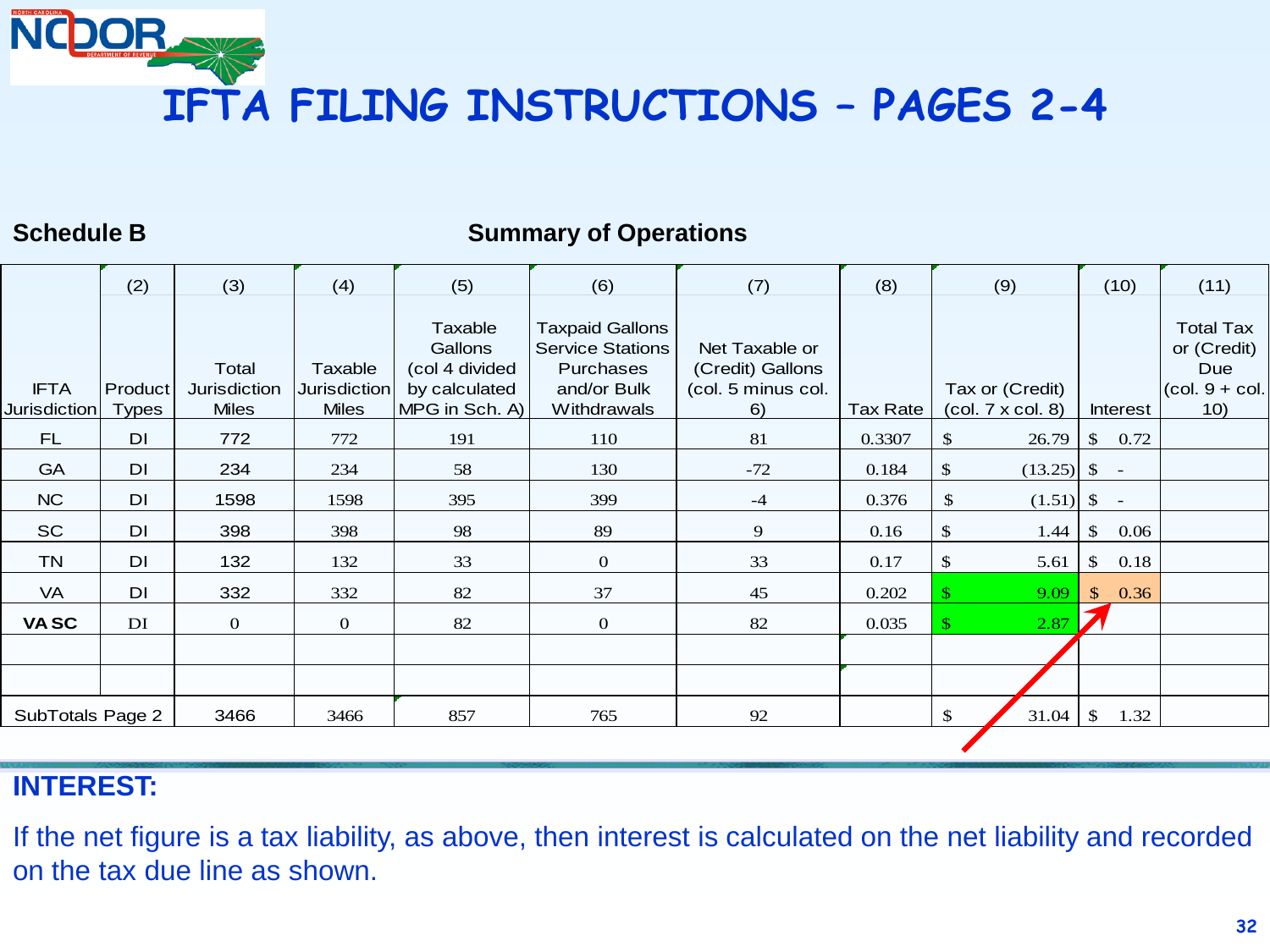# IFTA FILING INSTRUCTIONS – PAGES 2-4

**Schedule B** **Summary of Operations**

| IFTA Jurisdiction | (2) Product Types | (3) Total Jurisdiction Miles | (4) Taxable Jurisdiction Miles | (5) Taxable Gallons (col 4 divided by calculated MPG in Sch. A) | (6) Taxpaid Gallons Service Stations Purchases and/or Bulk Withdrawals | (7) Net Taxable or (Credit) Gallons (col. 5 minus col. 6) | (8) Tax Rate | (9) Tax or (Credit) (col. 7 x col. 8) | (10) Interest | (11) Total Tax or (Credit) Due (col. 9 + col. 10) |
|---|---|---|---|---|---|---|---|---|---|---|
| FL | DI | 772 | 772 | 191 | 110 | 81 | 0.3307 | $ 26.79 | $ 0.72 | |
| GA | DI | 234 | 234 | 58 | 130 | -72 | 0.184 | $ (13.25) | $ - | |
| NC | DI | 1598 | 1598 | 395 | 399 | -4 | 0.376 | $ (1.51) | $ - | |
| SC | DI | 398 | 398 | 98 | 89 | 9 | 0.16 | $ 1.44 | $ 0.06 | |
| TN | DI | 132 | 132 | 33 | 0 | 33 | 0.17 | $ 5.61 | $ 0.18 | |
| VA | DI | 332 | 332 | 82 | 37 | 45 | 0.202 | $ 9.09 | $ 0.36 | |
| **VA SC** | DI | 0 | 0 | 82 | 0 | 82 | 0.035 | $ 2.87 | | |
| | | | | | | | | | | |
| | | | | | | | | | | |
| SubTotals Page 2 | | 3466 | 3466 | 857 | 765 | 92 | | $ 31.04 | $ 1.32 | |

**INTEREST:**

If the net figure is a tax liability, as above, then interest is calculated on the net liability and recorded on the tax due line as shown.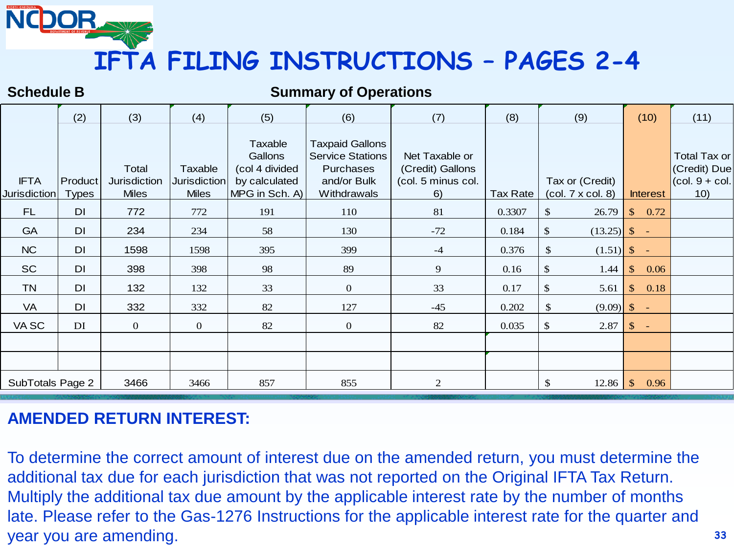# IFTA FILING INSTRUCTIONS – PAGES 2-4

**Schedule B** **Summary of Operations**

| IFTA Jurisdiction | (2) Product Types | (3) Total Jurisdiction Miles | (4) Taxable Jurisdiction Miles | (5) Taxable Gallons (col 4 divided by calculated MPG in Sch. A) | (6) Taxpaid Gallons Service Stations Purchases and/or Bulk Withdrawals | (7) Net Taxable or (Credit) Gallons (col. 5 minus col. 6) | (8) Tax Rate | (9) Tax or (Credit) (col. 7 x col. 8) | (10) Interest | (11) Total Tax or (Credit) Due (col. 9 + col. 10) |
|---|---|---|---|---|---|---|---|---|---|---|
| FL | DI | 772 | 772 | 191 | 110 | 81 | 0.3307 | $ 26.79 | $ 0.72 | |
| GA | DI | 234 | 234 | 58 | 130 | -72 | 0.184 | $ (13.25) | $ - | |
| NC | DI | 1598 | 1598 | 395 | 399 | -4 | 0.376 | $ (1.51) | $ - | |
| SC | DI | 398 | 398 | 98 | 89 | 9 | 0.16 | $ 1.44 | $ 0.06 | |
| TN | DI | 132 | 132 | 33 | 0 | 33 | 0.17 | $ 5.61 | $ 0.18 | |
| VA | DI | 332 | 332 | 82 | 127 | -45 | 0.202 | $ (9.09) | $ - | |
| VA SC | DI | 0 | 0 | 82 | 0 | 82 | 0.035 | $ 2.87 | $ - | |
| | | | | | | | | | | |
| | | | | | | | | | | |
| SubTotals Page 2 | | 3466 | 3466 | 857 | 855 | 2 | | $ 12.86 | $ 0.96 | |

**AMENDED RETURN INTEREST:**

To determine the correct amount of interest due on the amended return, you must determine the additional tax due for each jurisdiction that was not reported on the Original IFTA Tax Return. Multiply the additional tax due amount by the applicable interest rate by the number of months late. Please refer to the Gas-1276 Instructions for the applicable interest rate for the quarter and year you are amending.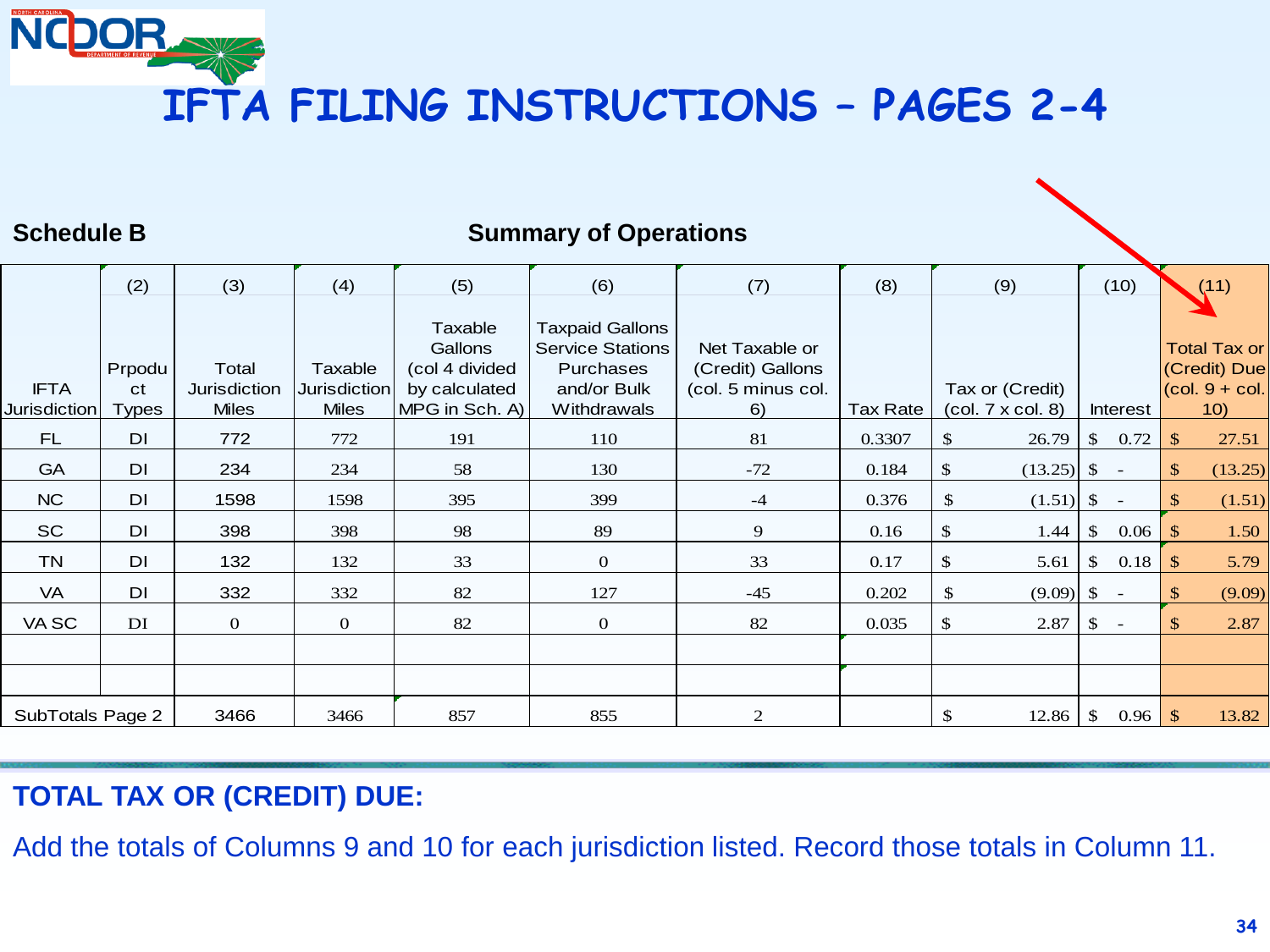# IFTA FILING INSTRUCTIONS – PAGES 2-4

**Schedule B** **Summary of Operations**

| IFTA Jurisdiction | (2) Prpoduct Types | (3) Total Jurisdiction Miles | (4) Taxable Jurisdiction Miles | (5) Taxable Gallons (col 4 divided by calculated MPG in Sch. A) | (6) Taxpaid Gallons Service Stations Purchases and/or Bulk Withdrawals | (7) Net Taxable or (Credit) Gallons (col. 5 minus col. 6) | (8) Tax Rate | (9) Tax or (Credit) (col. 7 x col. 8) | (10) Interest | (11) Total Tax or (Credit) Due (col. 9 + col. 10) |
|---|---|---|---|---|---|---|---|---|---|---|
| FL | DI | 772 | 772 | 191 | 110 | 81 | 0.3307 | $ 26.79 | $ 0.72 | $ 27.51 |
| GA | DI | 234 | 234 | 58 | 130 | -72 | 0.184 | $ (13.25) | $ - | $ (13.25) |
| NC | DI | 1598 | 1598 | 395 | 399 | -4 | 0.376 | $ (1.51) | $ - | $ (1.51) |
| SC | DI | 398 | 398 | 98 | 89 | 9 | 0.16 | $ 1.44 | $ 0.06 | $ 1.50 |
| TN | DI | 132 | 132 | 33 | 0 | 33 | 0.17 | $ 5.61 | $ 0.18 | $ 5.79 |
| VA | DI | 332 | 332 | 82 | 127 | -45 | 0.202 | $ (9.09) | $ - | $ (9.09) |
| VA SC | DI | 0 | 0 | 82 | 0 | 82 | 0.035 | $ 2.87 | $ - | $ 2.87 |
| | | | | | | | | | | |
| | | | | | | | | | | |
| SubTotals Page 2 | | 3466 | 3466 | 857 | 855 | 2 | | $ 12.86 | $ 0.96 | $ 13.82 |

**TOTAL TAX OR (CREDIT) DUE:**

Add the totals of Columns 9 and 10 for each jurisdiction listed. Record those totals in Column 11.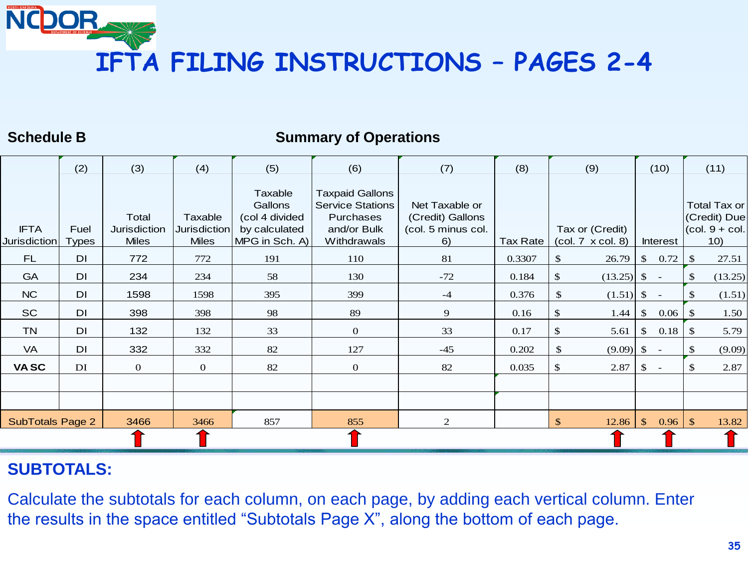# IFTA FILING INSTRUCTIONS – PAGES 2-4

**Schedule B** **Summary of Operations**

| IFTA Jurisdiction | (2) Fuel Types | (3) Total Jurisdiction Miles | (4) Taxable Jurisdiction Miles | (5) Taxable Gallons (col 4 divided by calculated MPG in Sch. A) | (6) Taxpaid Gallons Service Stations Purchases and/or Bulk Withdrawals | (7) Net Taxable or (Credit) Gallons (col. 5 minus col. 6) | (8) Tax Rate | (9) Tax or (Credit) (col. 7 x col. 8) | (10) Interest | (11) Total Tax or (Credit) Due (col. 9 + col. 10) |
|---|---|---|---|---|---|---|---|---|---|---|
| FL | DI | 772 | 772 | 191 | 110 | 81 | 0.3307 | $ 26.79 | $ 0.72 | $ 27.51 |
| GA | DI | 234 | 234 | 58 | 130 | -72 | 0.184 | $ (13.25) | $ - | $ (13.25) |
| NC | DI | 1598 | 1598 | 395 | 399 | -4 | 0.376 | $ (1.51) | $ - | $ (1.51) |
| SC | DI | 398 | 398 | 98 | 89 | 9 | 0.16 | $ 1.44 | $ 0.06 | $ 1.50 |
| TN | DI | 132 | 132 | 33 | 0 | 33 | 0.17 | $ 5.61 | $ 0.18 | $ 5.79 |
| VA | DI | 332 | 332 | 82 | 127 | -45 | 0.202 | $ (9.09) | $ - | $ (9.09) |
| **VA SC** | DI | 0 | 0 | 82 | 0 | 82 | 0.035 | $ 2.87 | $ - | $ 2.87 |
| | | | | | | | | | | |
| | | | | | | | | | | |
| SubTotals Page 2 | | 3466 | 3466 | 857 | 855 | 2 | | $ 12.86 | $ 0.96 | $ 13.82 |

## SUBTOTALS:

Calculate the subtotals for each column, on each page, by adding each vertical column. Enter the results in the space entitled "Subtotals Page X", along the bottom of each page.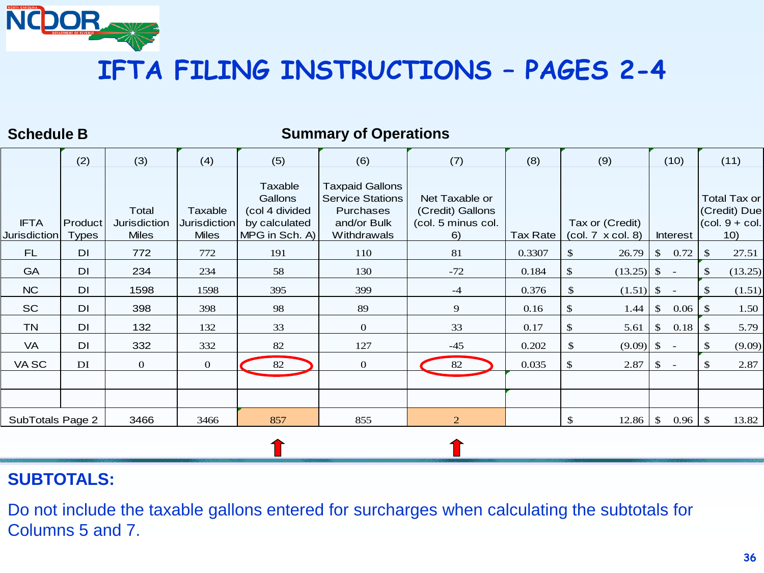# IFTA FILING INSTRUCTIONS – PAGES 2-4

**Schedule B** — **Summary of Operations**

| IFTA Jurisdiction | (2) Product Types | (3) Total Jurisdiction Miles | (4) Taxable Jurisdiction Miles | (5) Taxable Gallons (col 4 divided by calculated MPG in Sch. A) | (6) Taxpaid Gallons Service Stations Purchases and/or Bulk Withdrawals | (7) Net Taxable or (Credit) Gallons (col. 5 minus col. 6) | (8) Tax Rate | (9) Tax or (Credit) (col. 7 x col. 8) | (10) Interest | (11) Total Tax or (Credit) Due (col. 9 + col. 10) |
|---|---|---|---|---|---|---|---|---|---|---|
| FL | DI | 772 | 772 | 191 | 110 | 81 | 0.3307 | $ 26.79 | $ 0.72 | $ 27.51 |
| GA | DI | 234 | 234 | 58 | 130 | -72 | 0.184 | $ (13.25) | $ - | $ (13.25) |
| NC | DI | 1598 | 1598 | 395 | 399 | -4 | 0.376 | $ (1.51) | $ - | $ (1.51) |
| SC | DI | 398 | 398 | 98 | 89 | 9 | 0.16 | $ 1.44 | $ 0.06 | $ 1.50 |
| TN | DI | 132 | 132 | 33 | 0 | 33 | 0.17 | $ 5.61 | $ 0.18 | $ 5.79 |
| VA | DI | 332 | 332 | 82 | 127 | -45 | 0.202 | $ (9.09) | $ - | $ (9.09) |
| VA SC | DI | 0 | 0 | 82 | 0 | 82 | 0.035 | $ 2.87 | $ - | $ 2.87 |
| | | | | | | | | | | |
| | | | | | | | | | | |
| SubTotals Page 2 | | 3466 | 3466 | 857 | 855 | 2 | | $ 12.86 | $ 0.96 | $ 13.82 |

**SUBTOTALS:**

Do not include the taxable gallons entered for surcharges when calculating the subtotals for Columns 5 and 7.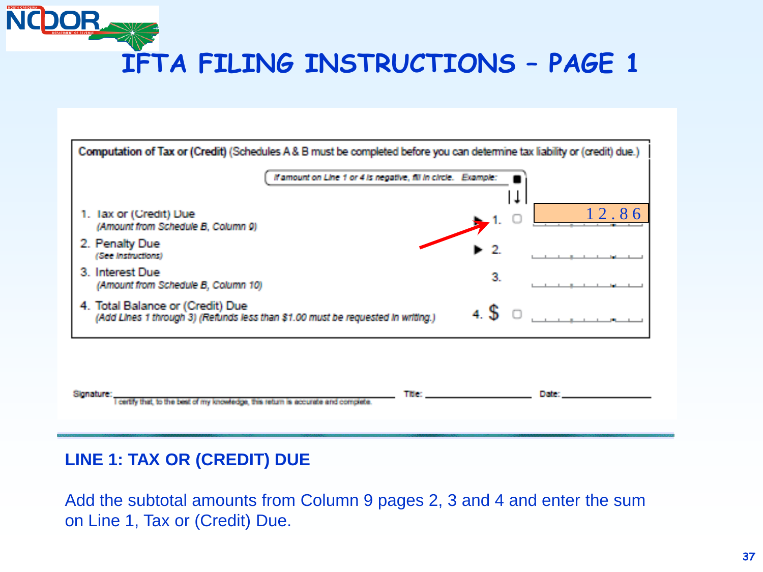# IFTA FILING INSTRUCTIONS – PAGE 1

**Computation of Tax or (Credit)** (Schedules A & B must be completed before you can determine tax liability or (credit) due.)

*If amount on Line 1 or 4 is negative, fill in circle. Example:* ■

| | | | |
|---|---|---|---|
| 1. Tax or (Credit) Due *(Amount from Schedule B, Column 9)* | ▶ 1. | ▢ | 12.86 |
| 2. Penalty Due *(See Instructions)* | ▶ 2. | | |
| 3. Interest Due *(Amount from Schedule B, Column 10)* | 3. | | |
| 4. Total Balance or (Credit) Due *(Add Lines 1 through 3) (Refunds less than $1.00 must be requested in writing.)* | 4. $ | ▢ | |

Signature: ______________________ Title: ______________________ Date: ______________________

I certify that, to the best of my knowledge, this return is accurate and complete.

## LINE 1: TAX OR (CREDIT) DUE

Add the subtotal amounts from Column 9 pages 2, 3 and 4 and enter the sum on Line 1, Tax or (Credit) Due.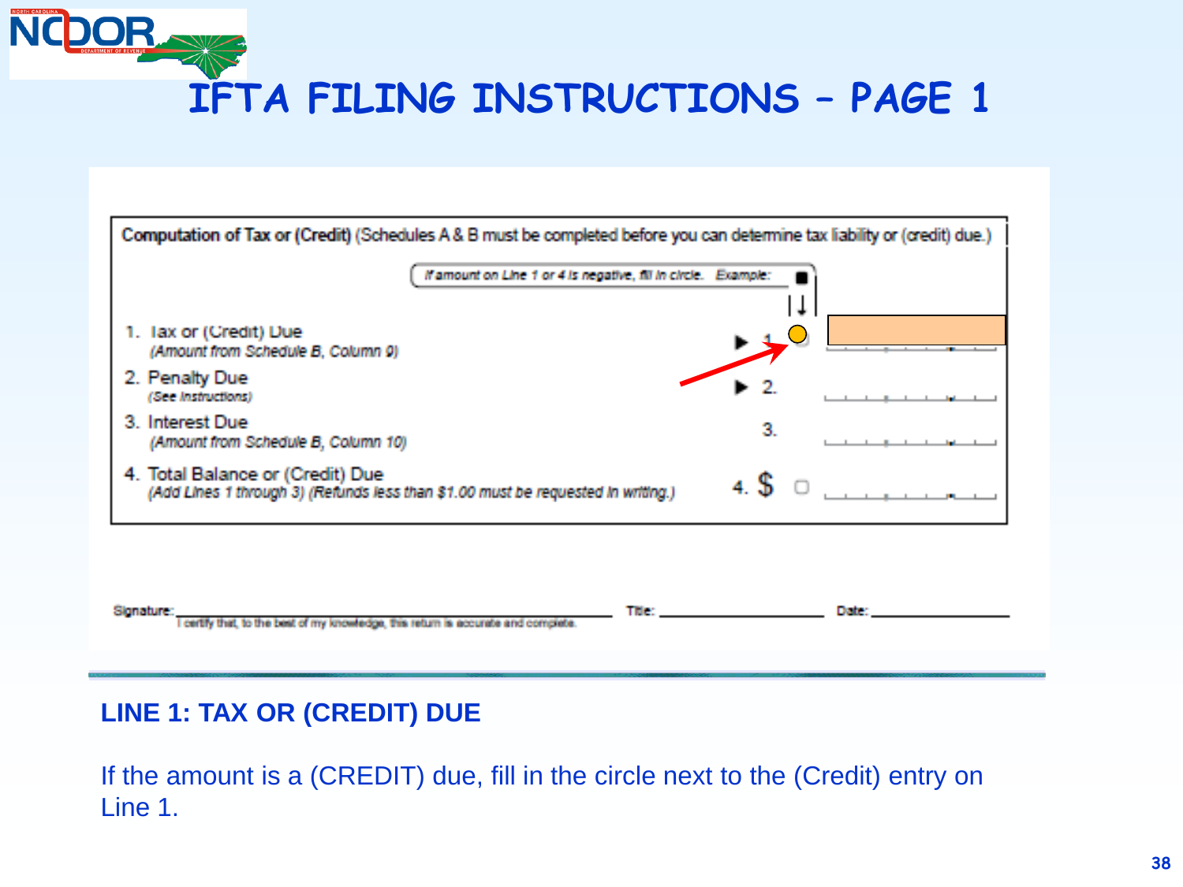# IFTA FILING INSTRUCTIONS – PAGE 1

**Computation of Tax or (Credit)** (Schedules A & B must be completed before you can determine tax liability or (credit) due.)

*If amount on Line 1 or 4 is negative, fill in circle. Example:* ■

1. Tax or (Credit) Due
   *(Amount from Schedule B, Column 9)* ▶ 1.
2. Penalty Due
   *(See Instructions)* ▶ 2.
3. Interest Due
   *(Amount from Schedule B, Column 10)* 3.
4. Total Balance or (Credit) Due
   *(Add Lines 1 through 3) (Refunds less than $1.00 must be requested in writing.)* 4. $

Signature: ____________________ Title: ____________________ Date: ____________________

I certify that, to the best of my knowledge, this return is accurate and complete.

## LINE 1: TAX OR (CREDIT) DUE

If the amount is a (CREDIT) due, fill in the circle next to the (Credit) entry on Line 1.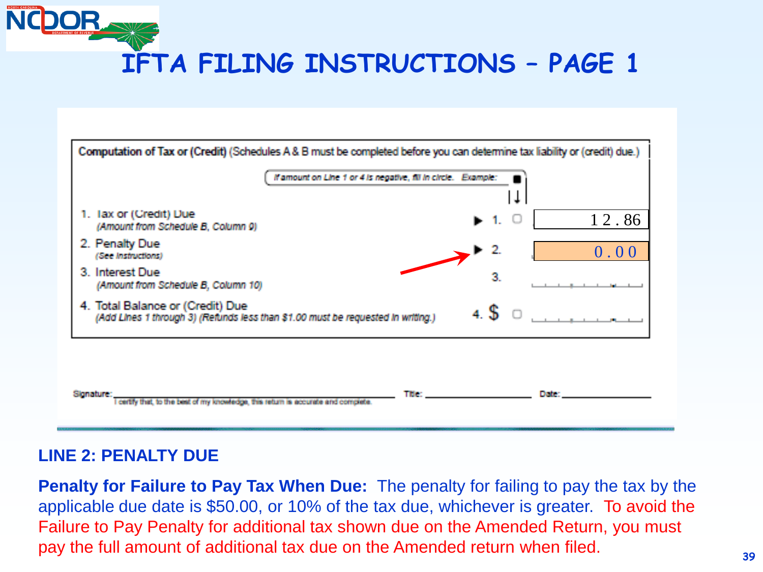# IFTA FILING INSTRUCTIONS – PAGE 1

**Computation of Tax or (Credit)** (Schedules A & B must be completed before you can determine tax liability or (credit) due.)

*If amount on Line 1 or 4 is negative, fill in circle. Example:*

| Line | Description | | Amount |
|---|---|---|---|
| 1. | Tax or (Credit) Due *(Amount from Schedule B, Column 9)* | 1. | 12.86 |
| 2. | Penalty Due *(See Instructions)* | 2. | 0.00 |
| 3. | Interest Due *(Amount from Schedule B, Column 10)* | 3. | |
| 4. | Total Balance or (Credit) Due *(Add Lines 1 through 3) (Refunds less than $1.00 must be requested in writing.)* | 4. $ | |

Signature: ____________________ Title: ____________________ Date: ____________________

I certify that, to the best of my knowledge, this return is accurate and complete.

## LINE 2: PENALTY DUE

**Penalty for Failure to Pay Tax When Due:** The penalty for failing to pay the tax by the applicable due date is $50.00, or 10% of the tax due, whichever is greater. To avoid the Failure to Pay Penalty for additional tax shown due on the Amended Return, you must pay the full amount of additional tax due on the Amended return when filed.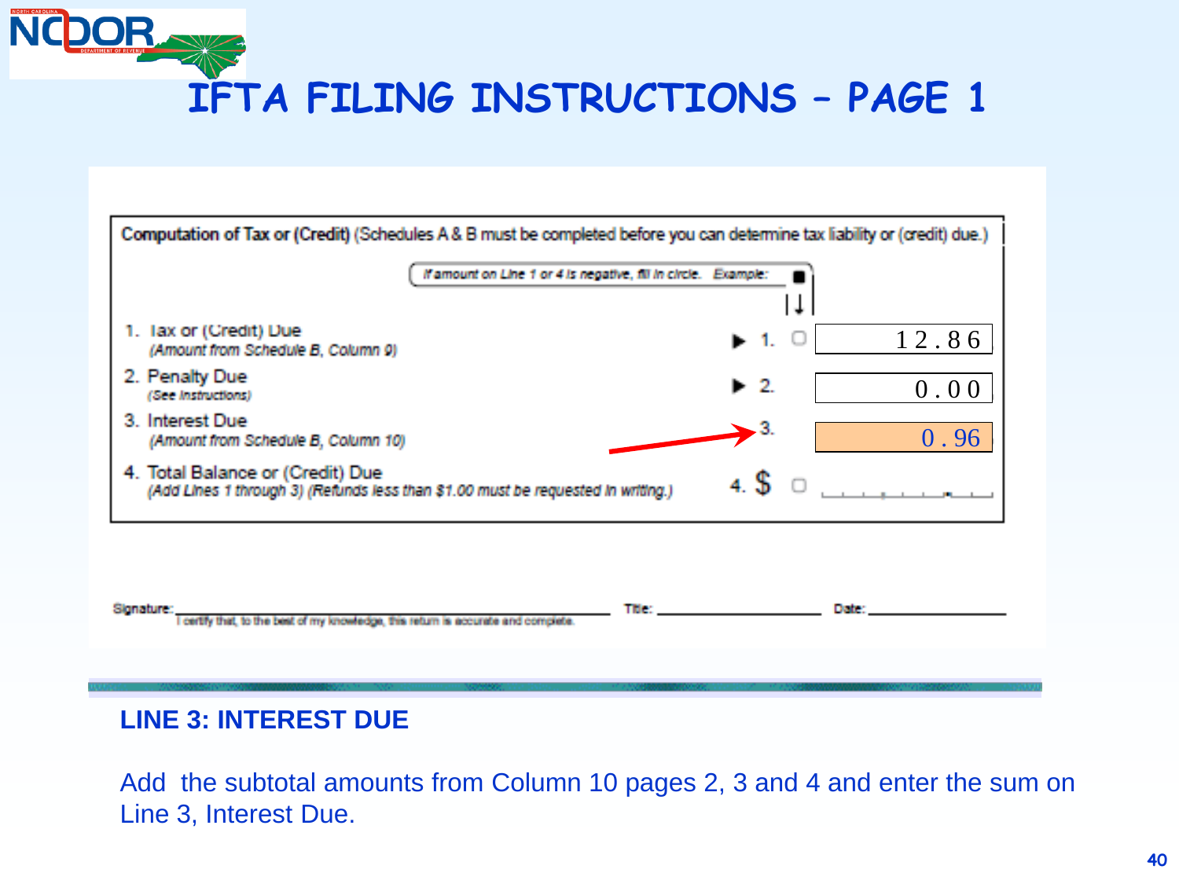# IFTA FILING INSTRUCTIONS – PAGE 1

**Computation of Tax or (Credit)** (Schedules A & B must be completed before you can determine tax liability or (credit) due.)

*If amount on Line 1 or 4 is negative, fill in circle. Example:*

| | | | |
|---|---|---|---|
| 1. Tax or (Credit) Due *(Amount from Schedule B, Column 9)* | ▶ 1. | ○ | 12.86 |
| 2. Penalty Due *(See Instructions)* | ▶ 2. | | 0.00 |
| 3. Interest Due *(Amount from Schedule B, Column 10)* | 3. | | 0.96 |
| 4. Total Balance or (Credit) Due *(Add Lines 1 through 3) (Refunds less than $1.00 must be requested in writing.)* | 4. $ | ○ | |

Signature: ______________________ Title: ______________ Date: ______________

I certify that, to the best of my knowledge, this return is accurate and complete.

## LINE 3: INTEREST DUE

Add the subtotal amounts from Column 10 pages 2, 3 and 4 and enter the sum on Line 3, Interest Due.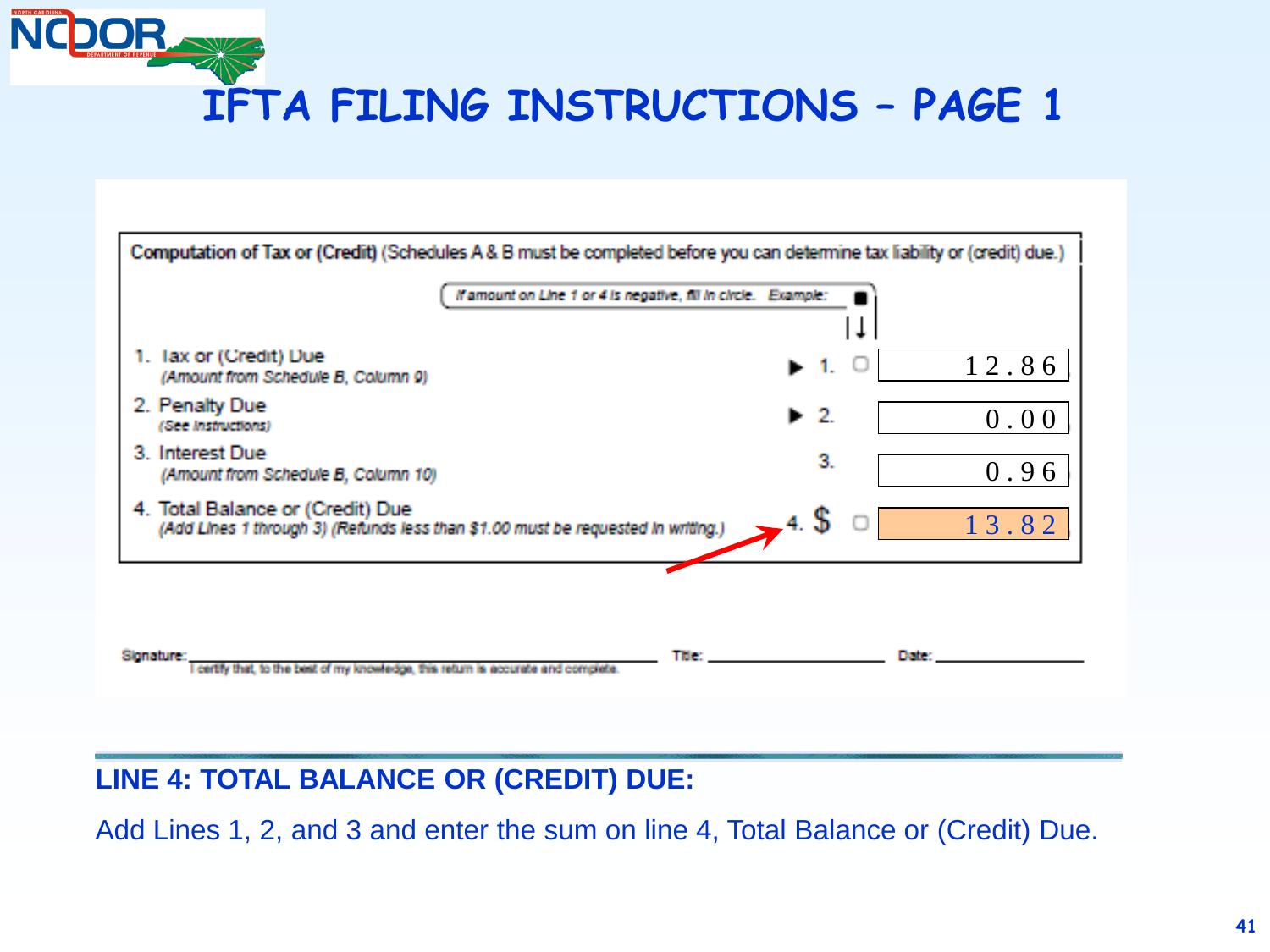# IFTA FILING INSTRUCTIONS – PAGE 1

**Computation of Tax or (Credit)** (Schedules A & B must be completed before you can determine tax liability or (credit) due.)

*If amount on Line 1 or 4 is negative, fill in circle. Example:* ■

| Line | Description | | Amount |
|---|---|---|---|
| 1. | Tax or (Credit) Due *(Amount from Schedule B, Column 9)* | ▶ 1. | 12.86 |
| 2. | Penalty Due *(See Instructions)* | ▶ 2. | 0.00 |
| 3. | Interest Due *(Amount from Schedule B, Column 10)* | 3. | 0.96 |
| 4. | Total Balance or (Credit) Due *(Add Lines 1 through 3) (Refunds less than $1.00 must be requested in writing.)* | 4. $ | 13.82 |

Signature: ______________________ Title: ______________ Date: ______________

I certify that, to the best of my knowledge, this return is accurate and complete.

---

**LINE 4: TOTAL BALANCE OR (CREDIT) DUE:**

Add Lines 1, 2, and 3 and enter the sum on line 4, Total Balance or (Credit) Due.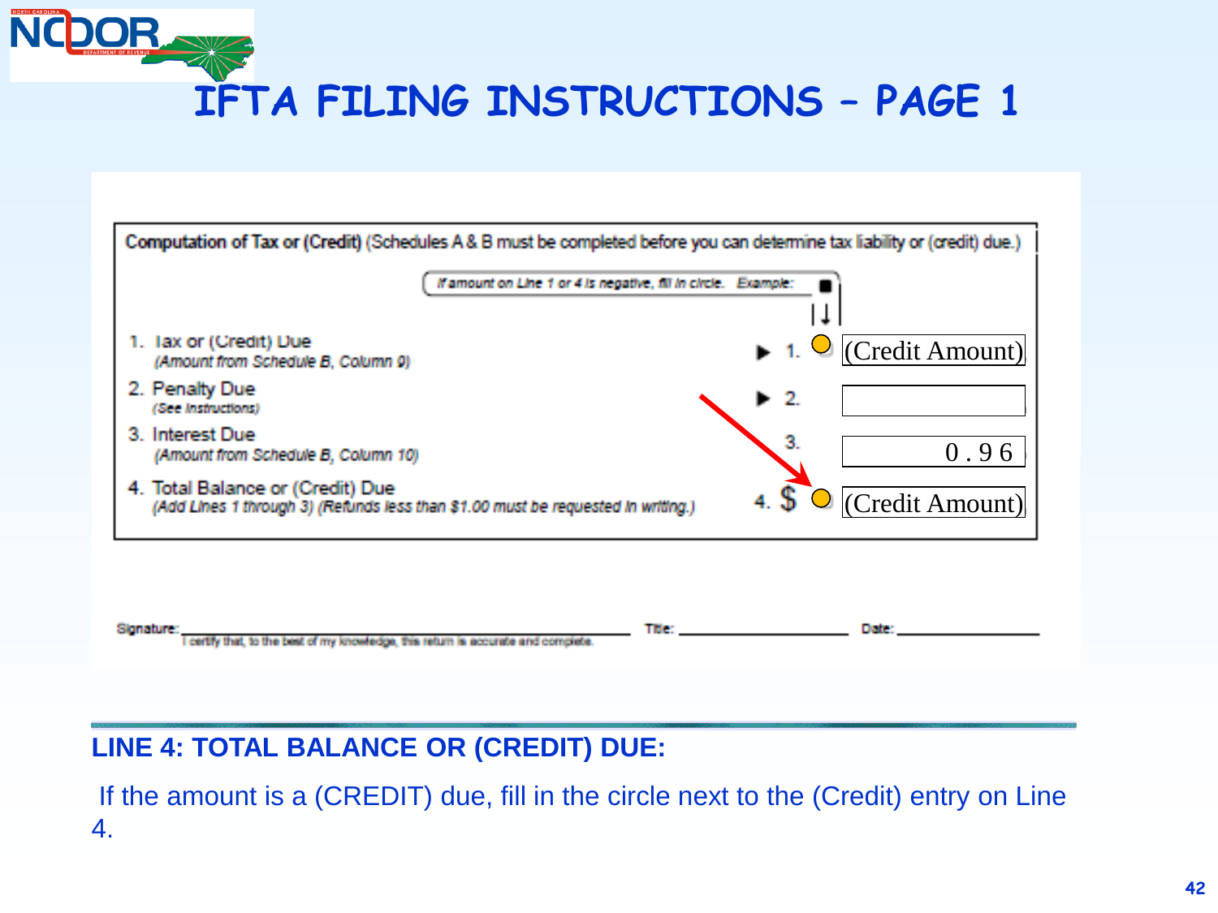# IFTA FILING INSTRUCTIONS – PAGE 1

**Computation of Tax or (Credit)** (Schedules A & B must be completed before you can determine tax liability or (credit) due.)

*If amount on Line 1 or 4 is negative, fill in circle. Example:*

| Line | Description | | Amount |
|---|---|---|---|
| 1. | Tax or (Credit) Due *(Amount from Schedule B, Column 9)* | ▶ 1. ○ | (Credit Amount) |
| 2. | Penalty Due *(See Instructions)* | ▶ 2. | |
| 3. | Interest Due *(Amount from Schedule B, Column 10)* | 3. | 0.96 |
| 4. | Total Balance or (Credit) Due *(Add Lines 1 through 3) (Refunds less than $1.00 must be requested in writing.)* | 4. $ ○ | (Credit Amount) |

Signature: ____________________ Title: ____________________ Date: ____________________

I certify that, to the best of my knowledge, this return is accurate and complete.

## LINE 4: TOTAL BALANCE OR (CREDIT) DUE:

If the amount is a (CREDIT) due, fill in the circle next to the (Credit) entry on Line 4.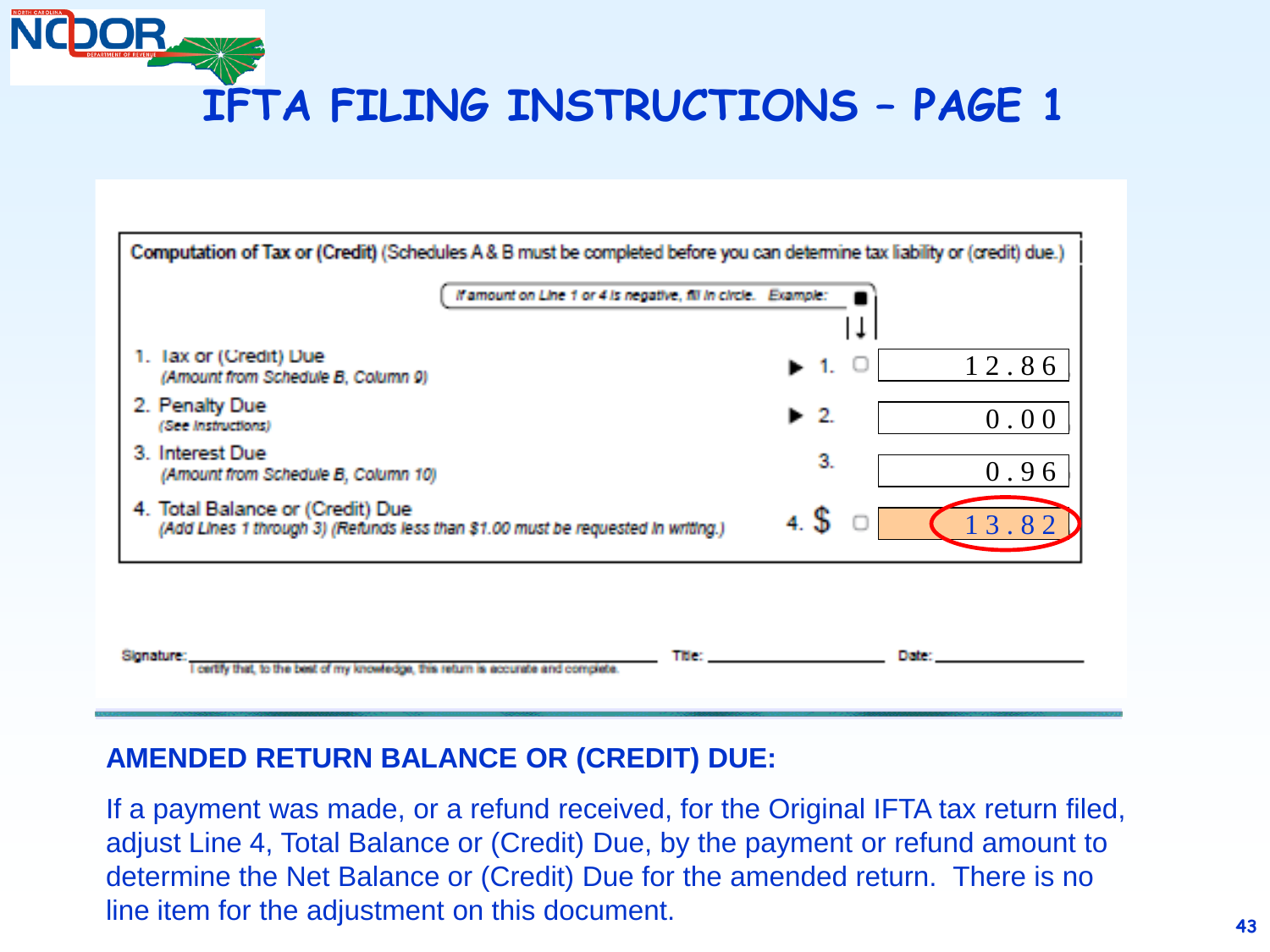# IFTA FILING INSTRUCTIONS – PAGE 1

**Computation of Tax or (Credit)** (Schedules A & B must be completed before you can determine tax liability or (credit) due.)

*If amount on Line 1 or 4 is negative, fill in circle. Example:*

| Line | | Amount |
|---|---|---|
| 1. Tax or (Credit) Due *(Amount from Schedule B, Column 9)* | ▶ 1. | 12.86 |
| 2. Penalty Due *(See Instructions)* | ▶ 2. | 0.00 |
| 3. Interest Due *(Amount from Schedule B, Column 10)* | 3. | 0.96 |
| 4. Total Balance or (Credit) Due *(Add Lines 1 through 3) (Refunds less than $1.00 must be requested in writing.)* | 4. $ | 13.82 |

Signature: ______________________ Title: ______________ Date: ______________

I certify that, to the best of my knowledge, this return is accurate and complete.

**AMENDED RETURN BALANCE OR (CREDIT) DUE:**

If a payment was made, or a refund received, for the Original IFTA tax return filed, adjust Line 4, Total Balance or (Credit) Due, by the payment or refund amount to determine the Net Balance or (Credit) Due for the amended return. There is no line item for the adjustment on this document.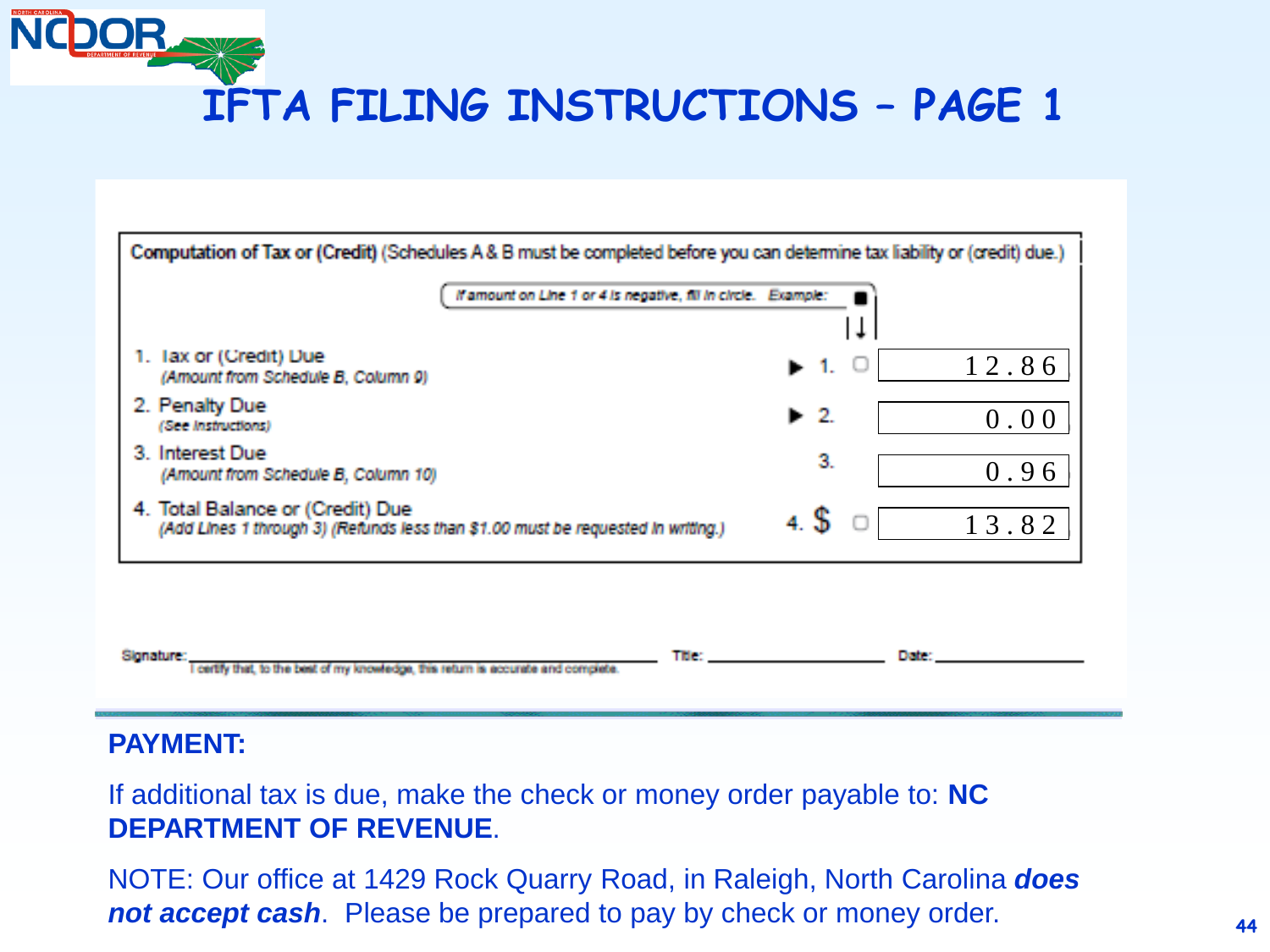# IFTA FILING INSTRUCTIONS – PAGE 1

**Computation of Tax or (Credit)** (Schedules A & B must be completed before you can determine tax liability or (credit) due.)

*If amount on Line 1 or 4 is negative, fill in circle. Example:* ■

| Line | | Amount |
|---|---|---|
| 1. Tax or (Credit) Due *(Amount from Schedule B, Column 9)* | ▶ 1. | 12.86 |
| 2. Penalty Due *(See Instructions)* | ▶ 2. | 0.00 |
| 3. Interest Due *(Amount from Schedule B, Column 10)* | 3. | 0.96 |
| 4. Total Balance or (Credit) Due *(Add Lines 1 through 3) (Refunds less than $1.00 must be requested in writing.)* | 4. $ | 13.82 |

Signature: ______________________ Title: ______________ Date: ______________

I certify that, to the best of my knowledge, this return is accurate and complete.

**PAYMENT:**

If additional tax is due, make the check or money order payable to: **NC DEPARTMENT OF REVENUE**.

NOTE: Our office at 1429 Rock Quarry Road, in Raleigh, North Carolina ***does not accept cash***. Please be prepared to pay by check or money order.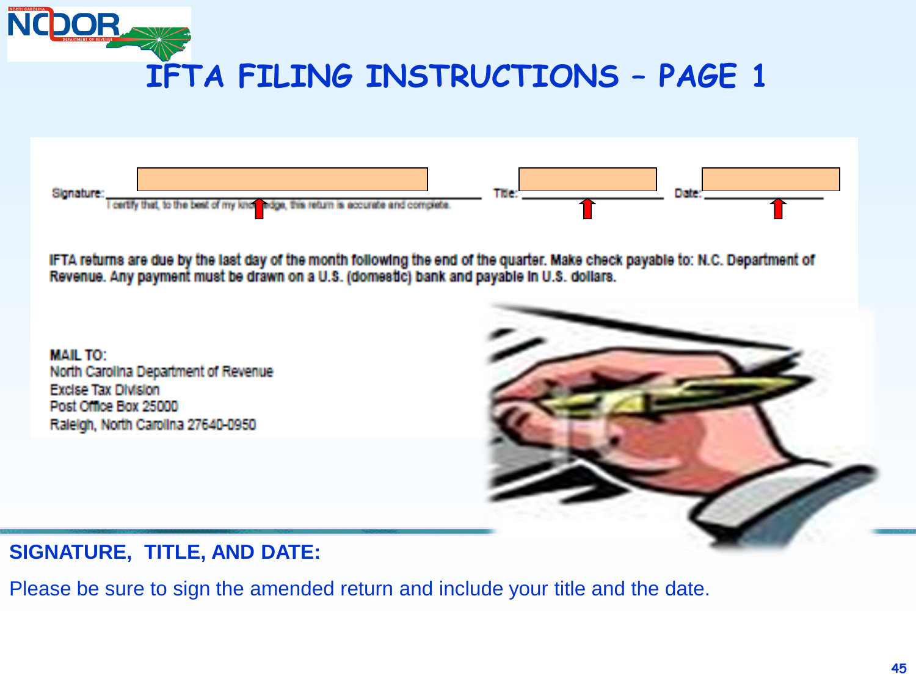# IFTA FILING INSTRUCTIONS – PAGE 1

Signature: ______________________________ Title: ______________ Date: ______________

I certify that, to the best of my knowledge, this return is accurate and complete.

IFTA returns are due by the last day of the month following the end of the quarter. Make check payable to: N.C. Department of Revenue. Any payment must be drawn on a U.S. (domestic) bank and payable in U.S. dollars.

**MAIL TO:**
North Carolina Department of Revenue
Excise Tax Division
Post Office Box 25000
Raleigh, North Carolina 27640-0950

**SIGNATURE, TITLE, AND DATE:**

Please be sure to sign the amended return and include your title and the date.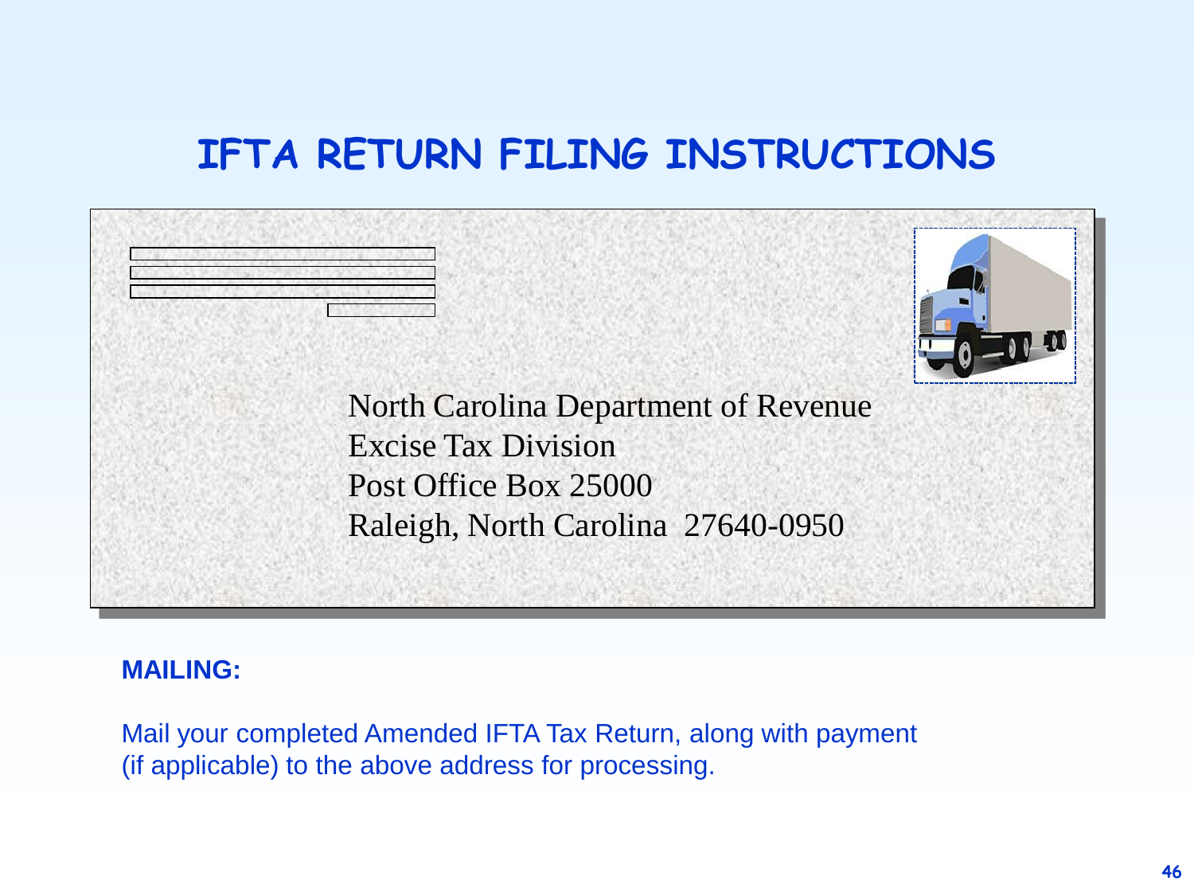# IFTA RETURN FILING INSTRUCTIONS

North Carolina Department of Revenue
Excise Tax Division
Post Office Box 25000
Raleigh, North Carolina 27640-0950

**MAILING:**

Mail your completed Amended IFTA Tax Return, along with payment (if applicable) to the above address for processing.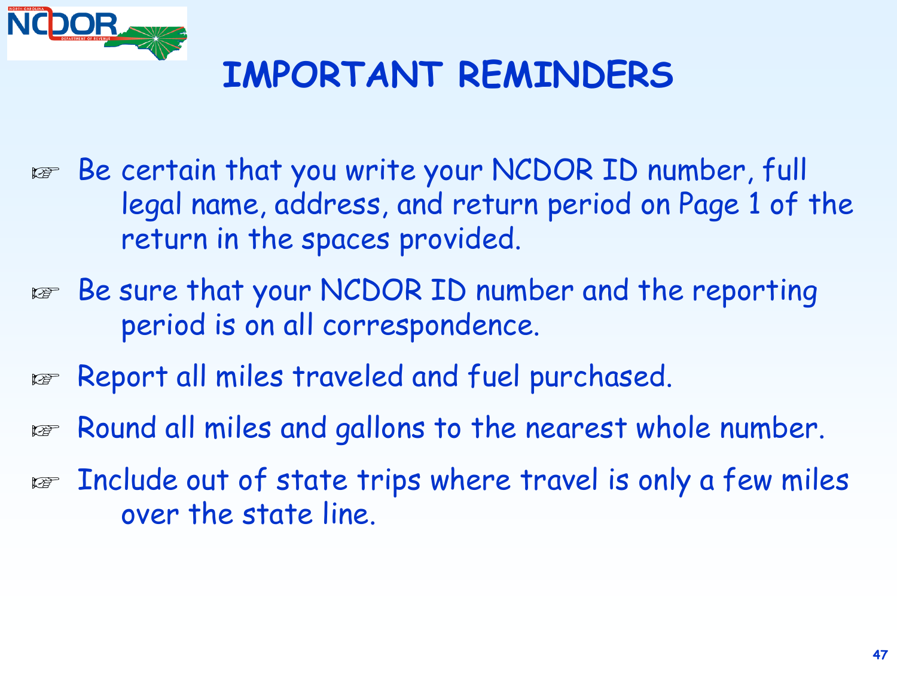# IMPORTANT REMINDERS

- Be certain that you write your NCDOR ID number, full legal name, address, and return period on Page 1 of the return in the spaces provided.
- Be sure that your NCDOR ID number and the reporting period is on all correspondence.
- Report all miles traveled and fuel purchased.
- Round all miles and gallons to the nearest whole number.
- Include out of state trips where travel is only a few miles over the state line.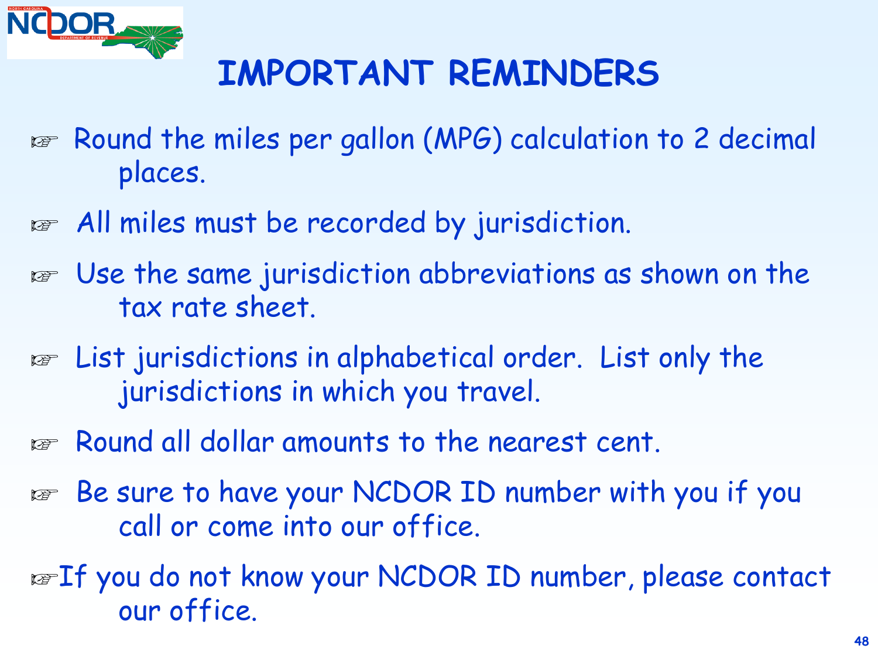# IMPORTANT REMINDERS

- Round the miles per gallon (MPG) calculation to 2 decimal places.
- All miles must be recorded by jurisdiction.
- Use the same jurisdiction abbreviations as shown on the tax rate sheet.
- List jurisdictions in alphabetical order. List only the jurisdictions in which you travel.
- Round all dollar amounts to the nearest cent.
- Be sure to have your NCDOR ID number with you if you call or come into our office.
- If you do not know your NCDOR ID number, please contact our office.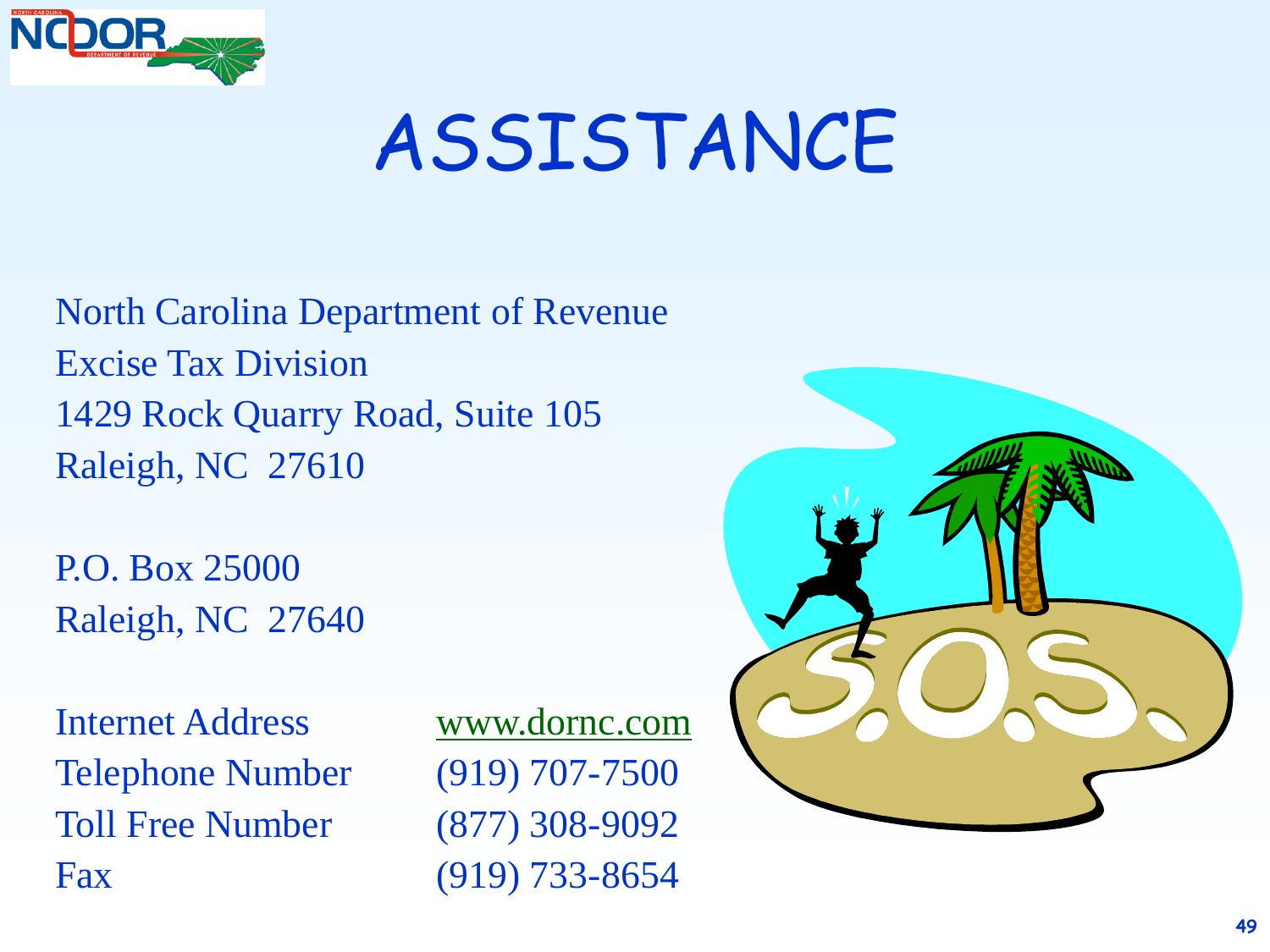# ASSISTANCE

North Carolina Department of Revenue
Excise Tax Division
1429 Rock Quarry Road, Suite 105
Raleigh, NC 27610

P.O. Box 25000
Raleigh, NC 27640

| | |
|---|---|
| Internet Address | www.dornc.com |
| Telephone Number | (919) 707-7500 |
| Toll Free Number | (877) 308-9092 |
| Fax | (919) 733-8654 |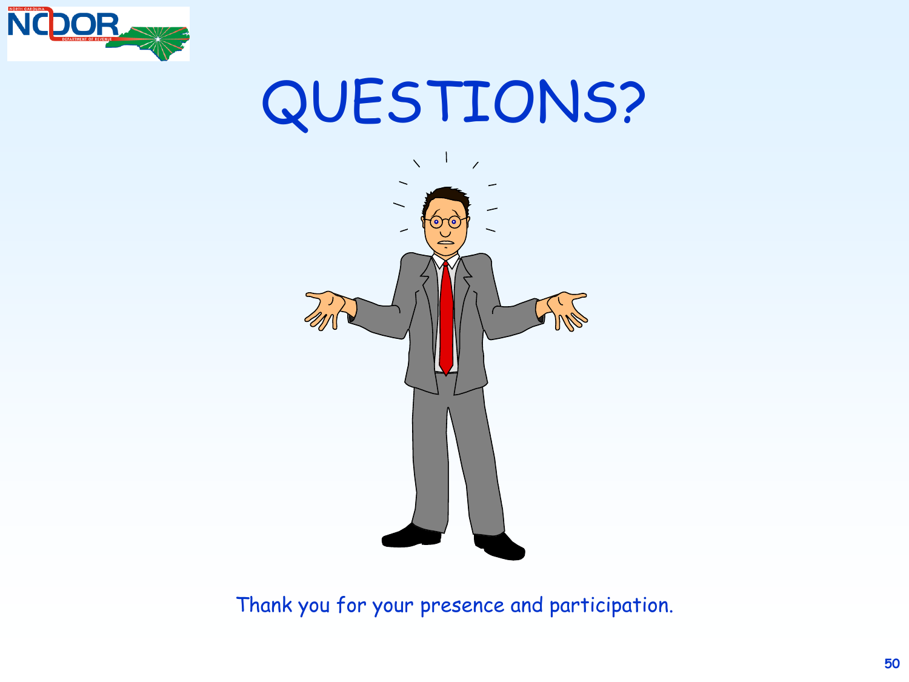# QUESTIONS?

Thank you for your presence and participation.